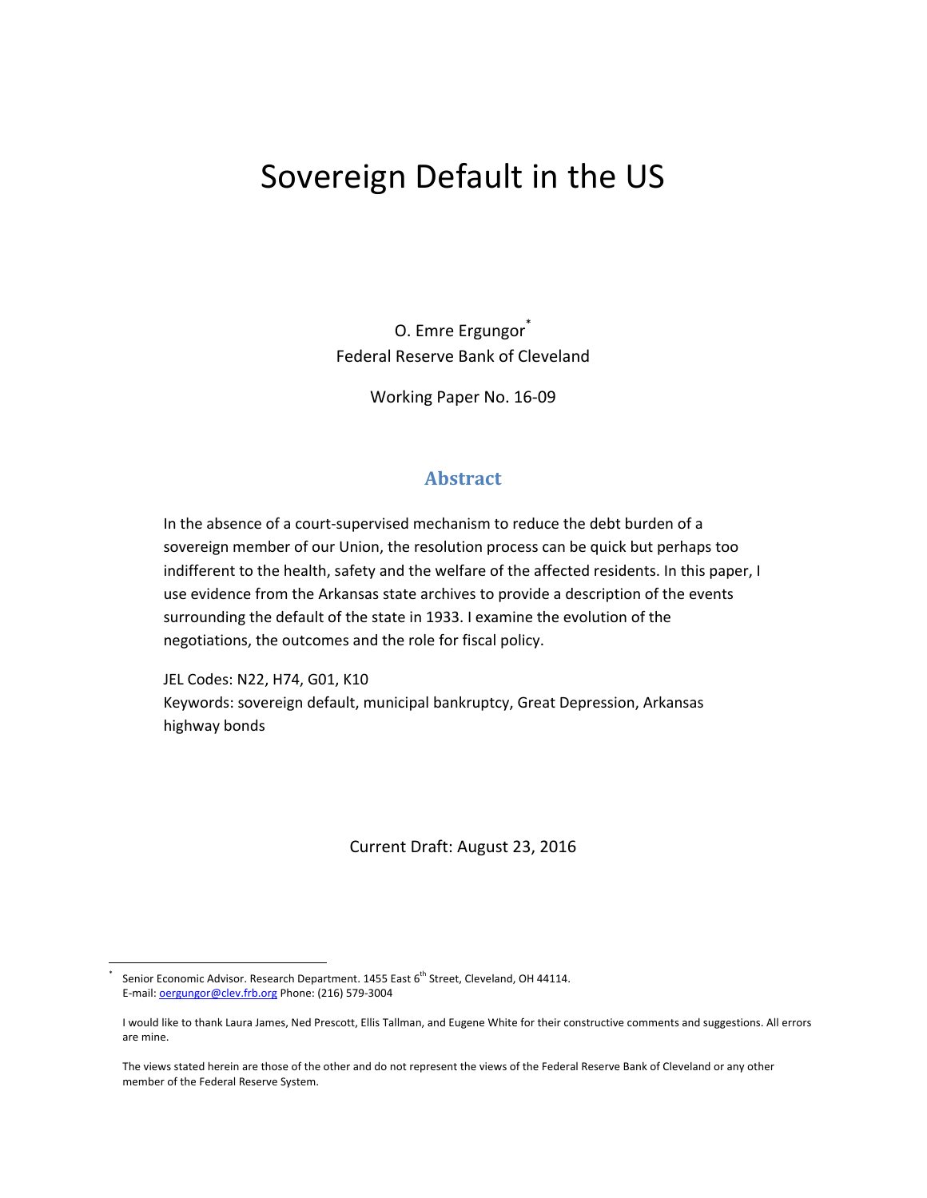# Sovereign Default in the US

O. Emre Ergungor[*]
Federal Reserve Bank of Cleveland

Working Paper No. 16-09

## Abstract

In the absence of a court-supervised mechanism to reduce the debt burden of a sovereign member of our Union, the resolution process can be quick but perhaps too indifferent to the health, safety and the welfare of the affected residents. In this paper, I use evidence from the Arkansas state archives to provide a description of the events surrounding the default of the state in 1933. I examine the evolution of the negotiations, the outcomes and the role for fiscal policy.

JEL Codes: N22, H74, G01, K10
Keywords: sovereign default, municipal bankruptcy, Great Depression, Arkansas highway bonds

Current Draft: August 23, 2016

---

[*] Senior Economic Advisor. Research Department. 1455 East 6th Street, Cleveland, OH 44114.
E-mail: oergungor@clev.frb.org Phone: (216) 579-3004

I would like to thank Laura James, Ned Prescott, Ellis Tallman, and Eugene White for their constructive comments and suggestions. All errors are mine.

The views stated herein are those of the other and do not represent the views of the Federal Reserve Bank of Cleveland or any other member of the Federal Reserve System.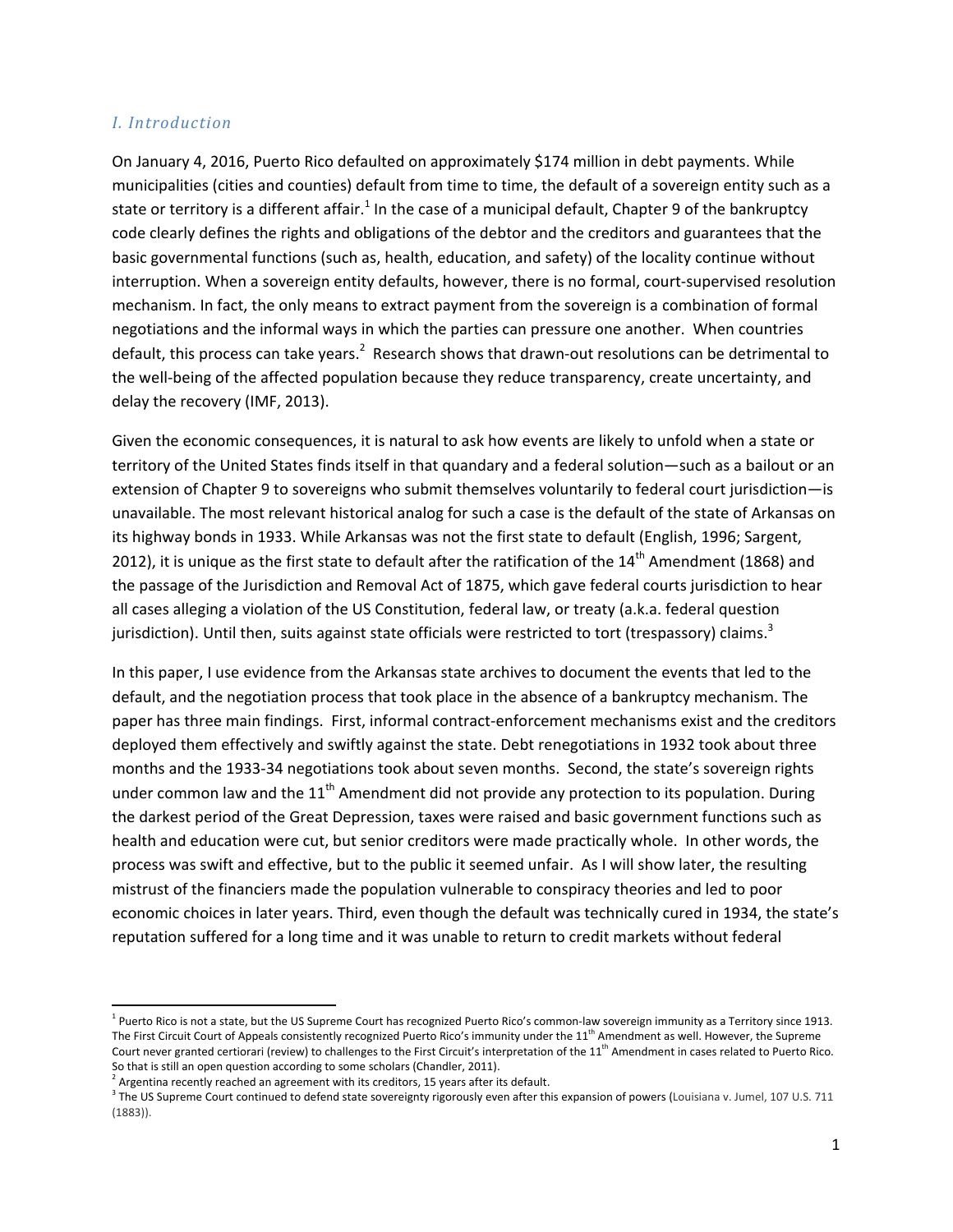## *I. Introduction*

On January 4, 2016, Puerto Rico defaulted on approximately $174 million in debt payments. While municipalities (cities and counties) default from time to time, the default of a sovereign entity such as a state or territory is a different affair.[1] In the case of a municipal default, Chapter 9 of the bankruptcy code clearly defines the rights and obligations of the debtor and the creditors and guarantees that the basic governmental functions (such as, health, education, and safety) of the locality continue without interruption. When a sovereign entity defaults, however, there is no formal, court-supervised resolution mechanism. In fact, the only means to extract payment from the sovereign is a combination of formal negotiations and the informal ways in which the parties can pressure one another. When countries default, this process can take years.[2] Research shows that drawn-out resolutions can be detrimental to the well-being of the affected population because they reduce transparency, create uncertainty, and delay the recovery (IMF, 2013).

Given the economic consequences, it is natural to ask how events are likely to unfold when a state or territory of the United States finds itself in that quandary and a federal solution—such as a bailout or an extension of Chapter 9 to sovereigns who submit themselves voluntarily to federal court jurisdiction—is unavailable. The most relevant historical analog for such a case is the default of the state of Arkansas on its highway bonds in 1933. While Arkansas was not the first state to default (English, 1996; Sargent, 2012), it is unique as the first state to default after the ratification of the 14th Amendment (1868) and the passage of the Jurisdiction and Removal Act of 1875, which gave federal courts jurisdiction to hear all cases alleging a violation of the US Constitution, federal law, or treaty (a.k.a. federal question jurisdiction). Until then, suits against state officials were restricted to tort (trespassory) claims.[3]

In this paper, I use evidence from the Arkansas state archives to document the events that led to the default, and the negotiation process that took place in the absence of a bankruptcy mechanism. The paper has three main findings. First, informal contract-enforcement mechanisms exist and the creditors deployed them effectively and swiftly against the state. Debt renegotiations in 1932 took about three months and the 1933-34 negotiations took about seven months. Second, the state's sovereign rights under common law and the 11th Amendment did not provide any protection to its population. During the darkest period of the Great Depression, taxes were raised and basic government functions such as health and education were cut, but senior creditors were made practically whole. In other words, the process was swift and effective, but to the public it seemed unfair. As I will show later, the resulting mistrust of the financiers made the population vulnerable to conspiracy theories and led to poor economic choices in later years. Third, even though the default was technically cured in 1934, the state's reputation suffered for a long time and it was unable to return to credit markets without federal

---

[1] Puerto Rico is not a state, but the US Supreme Court has recognized Puerto Rico's common-law sovereign immunity as a Territory since 1913. The First Circuit Court of Appeals consistently recognized Puerto Rico's immunity under the 11th Amendment as well. However, the Supreme Court never granted certiorari (review) to challenges to the First Circuit's interpretation of the 11th Amendment in cases related to Puerto Rico. So that is still an open question according to some scholars (Chandler, 2011).

[2] Argentina recently reached an agreement with its creditors, 15 years after its default.

[3] The US Supreme Court continued to defend state sovereignty rigorously even after this expansion of powers (Louisiana v. Jumel, 107 U.S. 711 (1883)).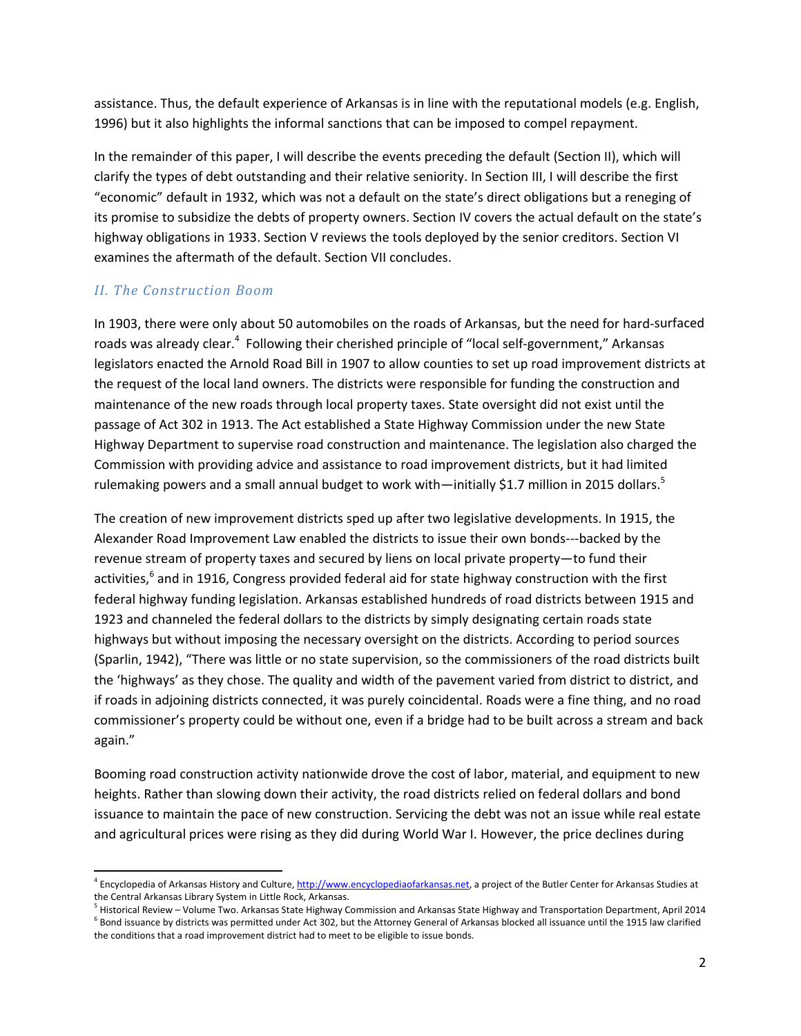assistance. Thus, the default experience of Arkansas is in line with the reputational models (e.g. English, 1996) but it also highlights the informal sanctions that can be imposed to compel repayment.

In the remainder of this paper, I will describe the events preceding the default (Section II), which will clarify the types of debt outstanding and their relative seniority. In Section III, I will describe the first "economic" default in 1932, which was not a default on the state's direct obligations but a reneging of its promise to subsidize the debts of property owners. Section IV covers the actual default on the state's highway obligations in 1933. Section V reviews the tools deployed by the senior creditors. Section VI examines the aftermath of the default. Section VII concludes.

## *II. The Construction Boom*

In 1903, there were only about 50 automobiles on the roads of Arkansas, but the need for hard-surfaced roads was already clear.[4] Following their cherished principle of "local self-government," Arkansas legislators enacted the Arnold Road Bill in 1907 to allow counties to set up road improvement districts at the request of the local land owners. The districts were responsible for funding the construction and maintenance of the new roads through local property taxes. State oversight did not exist until the passage of Act 302 in 1913. The Act established a State Highway Commission under the new State Highway Department to supervise road construction and maintenance. The legislation also charged the Commission with providing advice and assistance to road improvement districts, but it had limited rulemaking powers and a small annual budget to work with—initially $1.7 million in 2015 dollars.[5]

The creation of new improvement districts sped up after two legislative developments. In 1915, the Alexander Road Improvement Law enabled the districts to issue their own bonds---backed by the revenue stream of property taxes and secured by liens on local private property—to fund their activities,[6] and in 1916, Congress provided federal aid for state highway construction with the first federal highway funding legislation. Arkansas established hundreds of road districts between 1915 and 1923 and channeled the federal dollars to the districts by simply designating certain roads state highways but without imposing the necessary oversight on the districts. According to period sources (Sparlin, 1942), "There was little or no state supervision, so the commissioners of the road districts built the 'highways' as they chose. The quality and width of the pavement varied from district to district, and if roads in adjoining districts connected, it was purely coincidental. Roads were a fine thing, and no road commissioner's property could be without one, even if a bridge had to be built across a stream and back again."

Booming road construction activity nationwide drove the cost of labor, material, and equipment to new heights. Rather than slowing down their activity, the road districts relied on federal dollars and bond issuance to maintain the pace of new construction. Servicing the debt was not an issue while real estate and agricultural prices were rising as they did during World War I. However, the price declines during

[4] Encyclopedia of Arkansas History and Culture, http://www.encyclopediaofarkansas.net, a project of the Butler Center for Arkansas Studies at the Central Arkansas Library System in Little Rock, Arkansas.

[5] Historical Review – Volume Two. Arkansas State Highway Commission and Arkansas State Highway and Transportation Department, April 2014

[6] Bond issuance by districts was permitted under Act 302, but the Attorney General of Arkansas blocked all issuance until the 1915 law clarified the conditions that a road improvement district had to meet to be eligible to issue bonds.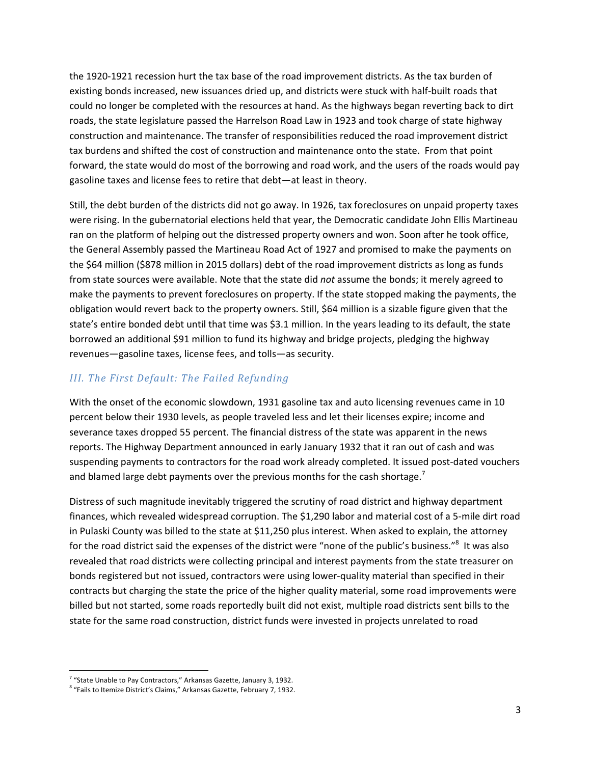the 1920-1921 recession hurt the tax base of the road improvement districts. As the tax burden of existing bonds increased, new issuances dried up, and districts were stuck with half-built roads that could no longer be completed with the resources at hand. As the highways began reverting back to dirt roads, the state legislature passed the Harrelson Road Law in 1923 and took charge of state highway construction and maintenance. The transfer of responsibilities reduced the road improvement district tax burdens and shifted the cost of construction and maintenance onto the state. From that point forward, the state would do most of the borrowing and road work, and the users of the roads would pay gasoline taxes and license fees to retire that debt—at least in theory.

Still, the debt burden of the districts did not go away. In 1926, tax foreclosures on unpaid property taxes were rising. In the gubernatorial elections held that year, the Democratic candidate John Ellis Martineau ran on the platform of helping out the distressed property owners and won. Soon after he took office, the General Assembly passed the Martineau Road Act of 1927 and promised to make the payments on the $64 million ($878 million in 2015 dollars) debt of the road improvement districts as long as funds from state sources were available. Note that the state did *not* assume the bonds; it merely agreed to make the payments to prevent foreclosures on property. If the state stopped making the payments, the obligation would revert back to the property owners. Still, $64 million is a sizable figure given that the state's entire bonded debt until that time was $3.1 million. In the years leading to its default, the state borrowed an additional $91 million to fund its highway and bridge projects, pledging the highway revenues—gasoline taxes, license fees, and tolls—as security.

### *III. The First Default: The Failed Refunding*

With the onset of the economic slowdown, 1931 gasoline tax and auto licensing revenues came in 10 percent below their 1930 levels, as people traveled less and let their licenses expire; income and severance taxes dropped 55 percent. The financial distress of the state was apparent in the news reports. The Highway Department announced in early January 1932 that it ran out of cash and was suspending payments to contractors for the road work already completed. It issued post-dated vouchers and blamed large debt payments over the previous months for the cash shortage.[7]

Distress of such magnitude inevitably triggered the scrutiny of road district and highway department finances, which revealed widespread corruption. The $1,290 labor and material cost of a 5-mile dirt road in Pulaski County was billed to the state at $11,250 plus interest. When asked to explain, the attorney for the road district said the expenses of the district were "none of the public's business."[8] It was also revealed that road districts were collecting principal and interest payments from the state treasurer on bonds registered but not issued, contractors were using lower-quality material than specified in their contracts but charging the state the price of the higher quality material, some road improvements were billed but not started, some roads reportedly built did not exist, multiple road districts sent bills to the state for the same road construction, district funds were invested in projects unrelated to road

[7] "State Unable to Pay Contractors," Arkansas Gazette, January 3, 1932.

[8] "Fails to Itemize District's Claims," Arkansas Gazette, February 7, 1932.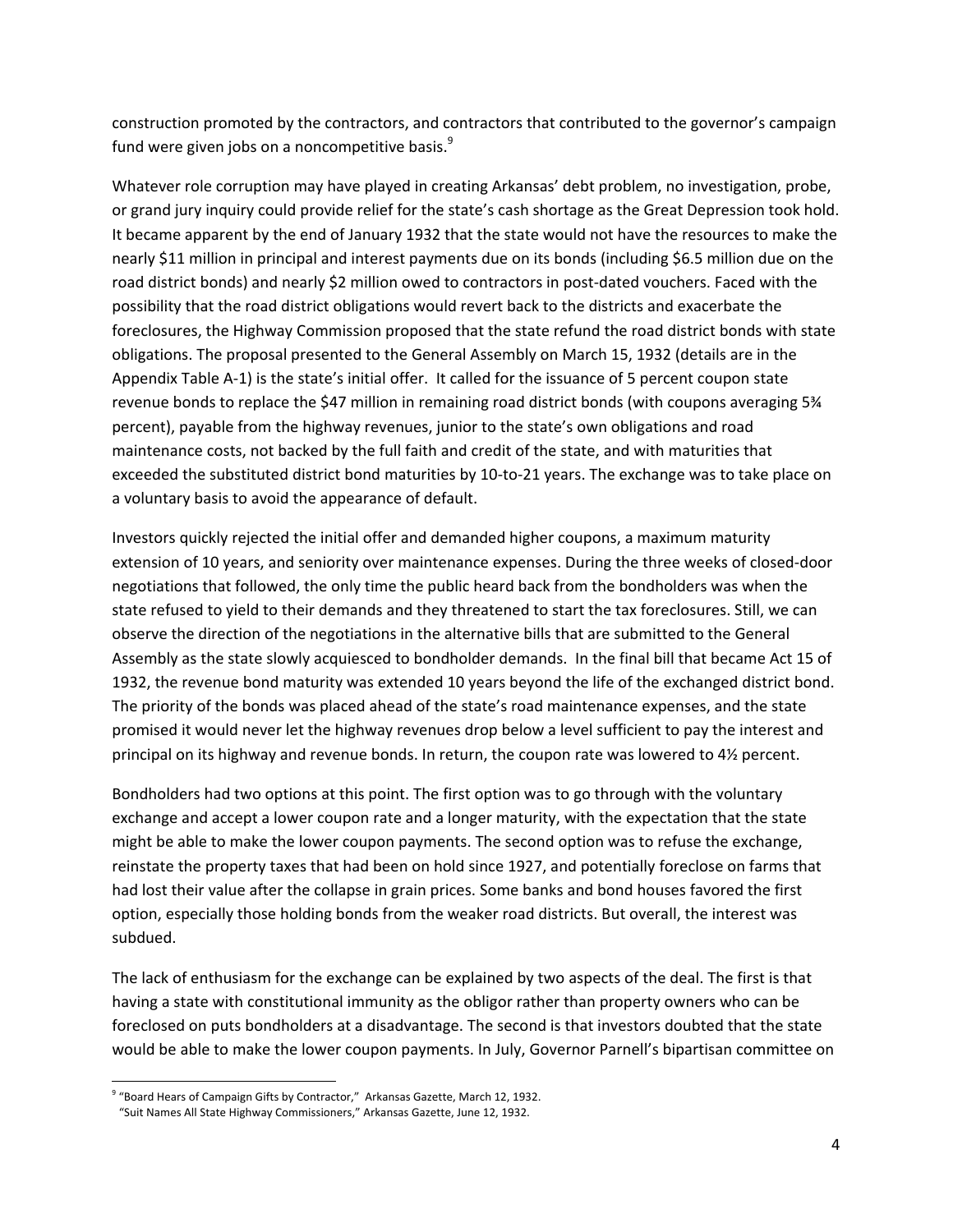construction promoted by the contractors, and contractors that contributed to the governor's campaign fund were given jobs on a noncompetitive basis.[9]

Whatever role corruption may have played in creating Arkansas' debt problem, no investigation, probe, or grand jury inquiry could provide relief for the state's cash shortage as the Great Depression took hold. It became apparent by the end of January 1932 that the state would not have the resources to make the nearly $11 million in principal and interest payments due on its bonds (including $6.5 million due on the road district bonds) and nearly $2 million owed to contractors in post-dated vouchers. Faced with the possibility that the road district obligations would revert back to the districts and exacerbate the foreclosures, the Highway Commission proposed that the state refund the road district bonds with state obligations. The proposal presented to the General Assembly on March 15, 1932 (details are in the Appendix Table A-1) is the state's initial offer. It called for the issuance of 5 percent coupon state revenue bonds to replace the $47 million in remaining road district bonds (with coupons averaging 5¾ percent), payable from the highway revenues, junior to the state's own obligations and road maintenance costs, not backed by the full faith and credit of the state, and with maturities that exceeded the substituted district bond maturities by 10-to-21 years. The exchange was to take place on a voluntary basis to avoid the appearance of default.

Investors quickly rejected the initial offer and demanded higher coupons, a maximum maturity extension of 10 years, and seniority over maintenance expenses. During the three weeks of closed-door negotiations that followed, the only time the public heard back from the bondholders was when the state refused to yield to their demands and they threatened to start the tax foreclosures. Still, we can observe the direction of the negotiations in the alternative bills that are submitted to the General Assembly as the state slowly acquiesced to bondholder demands. In the final bill that became Act 15 of 1932, the revenue bond maturity was extended 10 years beyond the life of the exchanged district bond. The priority of the bonds was placed ahead of the state's road maintenance expenses, and the state promised it would never let the highway revenues drop below a level sufficient to pay the interest and principal on its highway and revenue bonds. In return, the coupon rate was lowered to 4½ percent.

Bondholders had two options at this point. The first option was to go through with the voluntary exchange and accept a lower coupon rate and a longer maturity, with the expectation that the state might be able to make the lower coupon payments. The second option was to refuse the exchange, reinstate the property taxes that had been on hold since 1927, and potentially foreclose on farms that had lost their value after the collapse in grain prices. Some banks and bond houses favored the first option, especially those holding bonds from the weaker road districts. But overall, the interest was subdued.

The lack of enthusiasm for the exchange can be explained by two aspects of the deal. The first is that having a state with constitutional immunity as the obligor rather than property owners who can be foreclosed on puts bondholders at a disadvantage. The second is that investors doubted that the state would be able to make the lower coupon payments. In July, Governor Parnell's bipartisan committee on

[9] "Board Hears of Campaign Gifts by Contractor," Arkansas Gazette, March 12, 1932.
"Suit Names All State Highway Commissioners," Arkansas Gazette, June 12, 1932.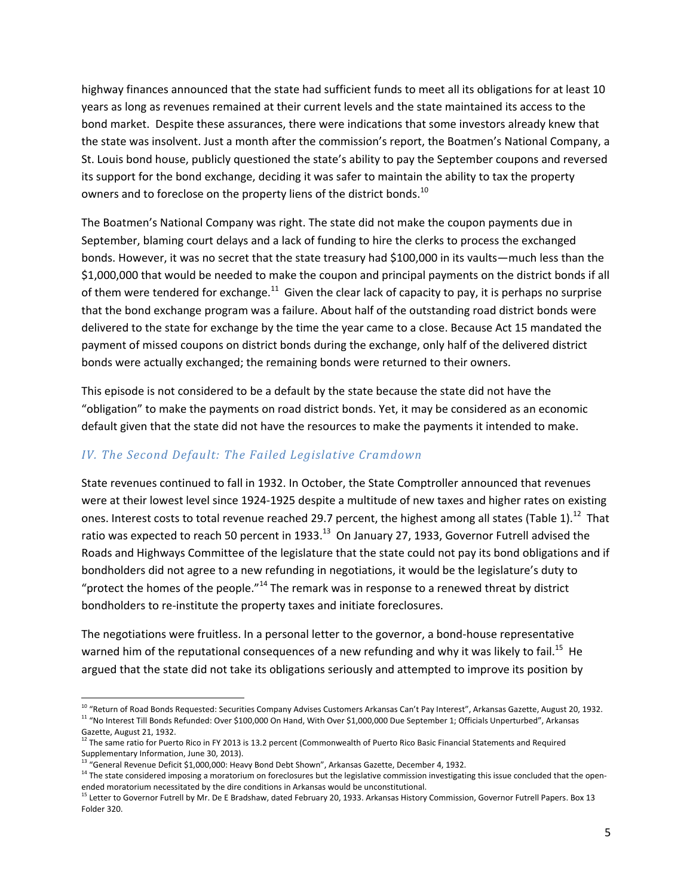highway finances announced that the state had sufficient funds to meet all its obligations for at least 10 years as long as revenues remained at their current levels and the state maintained its access to the bond market. Despite these assurances, there were indications that some investors already knew that the state was insolvent. Just a month after the commission's report, the Boatmen's National Company, a St. Louis bond house, publicly questioned the state's ability to pay the September coupons and reversed its support for the bond exchange, deciding it was safer to maintain the ability to tax the property owners and to foreclose on the property liens of the district bonds.[10]

The Boatmen's National Company was right. The state did not make the coupon payments due in September, blaming court delays and a lack of funding to hire the clerks to process the exchanged bonds. However, it was no secret that the state treasury had $100,000 in its vaults—much less than the $1,000,000 that would be needed to make the coupon and principal payments on the district bonds if all of them were tendered for exchange.[11] Given the clear lack of capacity to pay, it is perhaps no surprise that the bond exchange program was a failure. About half of the outstanding road district bonds were delivered to the state for exchange by the time the year came to a close. Because Act 15 mandated the payment of missed coupons on district bonds during the exchange, only half of the delivered district bonds were actually exchanged; the remaining bonds were returned to their owners.

This episode is not considered to be a default by the state because the state did not have the "obligation" to make the payments on road district bonds. Yet, it may be considered as an economic default given that the state did not have the resources to make the payments it intended to make.

## *IV. The Second Default: The Failed Legislative Cramdown*

State revenues continued to fall in 1932. In October, the State Comptroller announced that revenues were at their lowest level since 1924-1925 despite a multitude of new taxes and higher rates on existing ones. Interest costs to total revenue reached 29.7 percent, the highest among all states (Table 1).[12] That ratio was expected to reach 50 percent in 1933.[13] On January 27, 1933, Governor Futrell advised the Roads and Highways Committee of the legislature that the state could not pay its bond obligations and if bondholders did not agree to a new refunding in negotiations, it would be the legislature's duty to "protect the homes of the people."[14] The remark was in response to a renewed threat by district bondholders to re-institute the property taxes and initiate foreclosures.

The negotiations were fruitless. In a personal letter to the governor, a bond-house representative warned him of the reputational consequences of a new refunding and why it was likely to fail.[15] He argued that the state did not take its obligations seriously and attempted to improve its position by

---

[10] "Return of Road Bonds Requested: Securities Company Advises Customers Arkansas Can't Pay Interest", Arkansas Gazette, August 20, 1932.

[11] "No Interest Till Bonds Refunded: Over $100,000 On Hand, With Over $1,000,000 Due September 1; Officials Unperturbed", Arkansas Gazette, August 21, 1932.

[12] The same ratio for Puerto Rico in FY 2013 is 13.2 percent (Commonwealth of Puerto Rico Basic Financial Statements and Required Supplementary Information, June 30, 2013).

[13] "General Revenue Deficit $1,000,000: Heavy Bond Debt Shown", Arkansas Gazette, December 4, 1932.

[14] The state considered imposing a moratorium on foreclosures but the legislative commission investigating this issue concluded that the open-ended moratorium necessitated by the dire conditions in Arkansas would be unconstitutional.

[15] Letter to Governor Futrell by Mr. De E Bradshaw, dated February 20, 1933. Arkansas History Commission, Governor Futrell Papers. Box 13 Folder 320.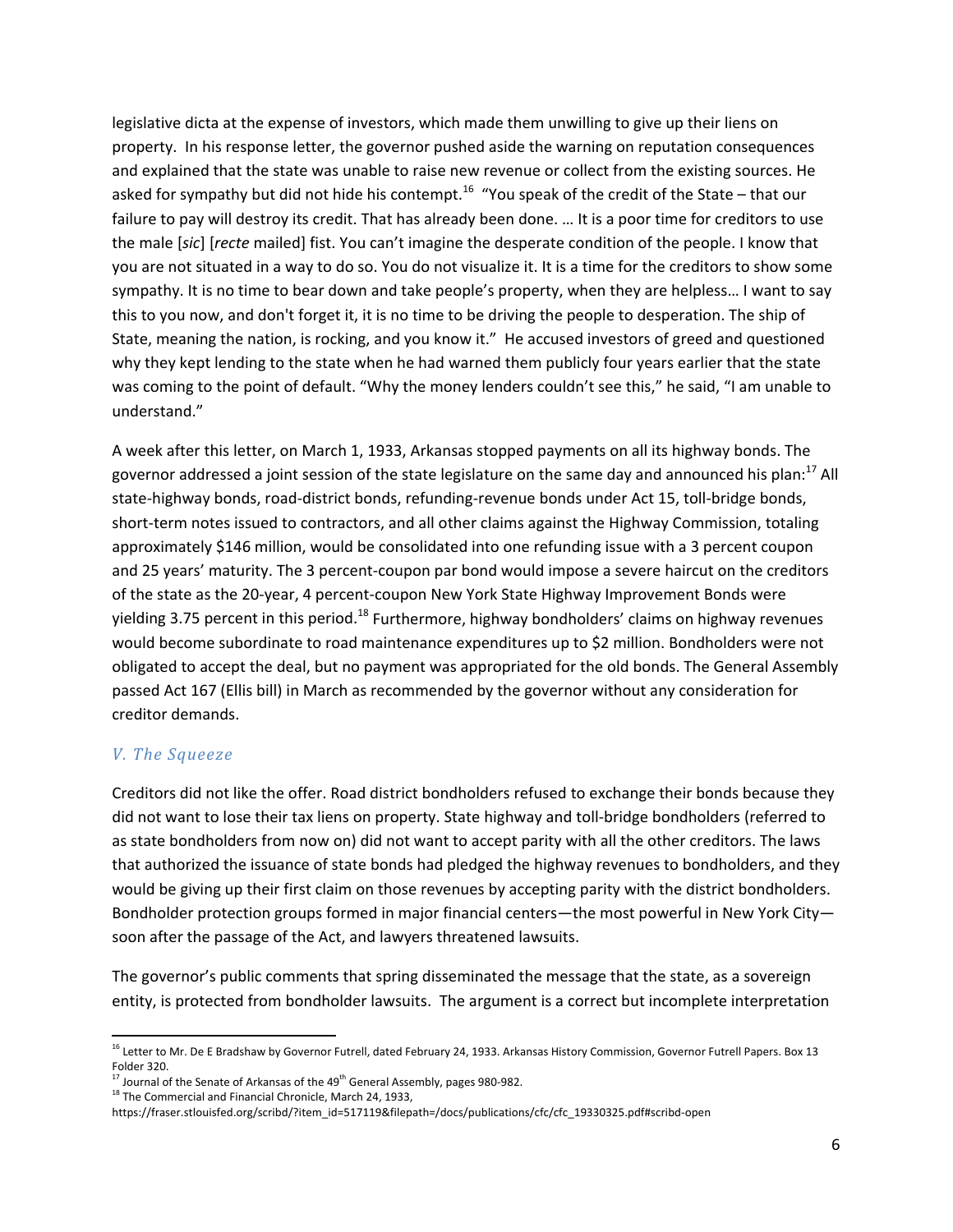legislative dicta at the expense of investors, which made them unwilling to give up their liens on property. In his response letter, the governor pushed aside the warning on reputation consequences and explained that the state was unable to raise new revenue or collect from the existing sources. He asked for sympathy but did not hide his contempt.[16] "You speak of the credit of the State – that our failure to pay will destroy its credit. That has already been done. … It is a poor time for creditors to use the male [*sic*] [*recte* mailed] fist. You can't imagine the desperate condition of the people. I know that you are not situated in a way to do so. You do not visualize it. It is a time for the creditors to show some sympathy. It is no time to bear down and take people's property, when they are helpless… I want to say this to you now, and don't forget it, it is no time to be driving the people to desperation. The ship of State, meaning the nation, is rocking, and you know it." He accused investors of greed and questioned why they kept lending to the state when he had warned them publicly four years earlier that the state was coming to the point of default. "Why the money lenders couldn't see this," he said, "I am unable to understand."

A week after this letter, on March 1, 1933, Arkansas stopped payments on all its highway bonds. The governor addressed a joint session of the state legislature on the same day and announced his plan:[17] All state-highway bonds, road-district bonds, refunding-revenue bonds under Act 15, toll-bridge bonds, short-term notes issued to contractors, and all other claims against the Highway Commission, totaling approximately $146 million, would be consolidated into one refunding issue with a 3 percent coupon and 25 years' maturity. The 3 percent-coupon par bond would impose a severe haircut on the creditors of the state as the 20-year, 4 percent-coupon New York State Highway Improvement Bonds were yielding 3.75 percent in this period.[18] Furthermore, highway bondholders' claims on highway revenues would become subordinate to road maintenance expenditures up to $2 million. Bondholders were not obligated to accept the deal, but no payment was appropriated for the old bonds. The General Assembly passed Act 167 (Ellis bill) in March as recommended by the governor without any consideration for creditor demands.

## *V. The Squeeze*

Creditors did not like the offer. Road district bondholders refused to exchange their bonds because they did not want to lose their tax liens on property. State highway and toll-bridge bondholders (referred to as state bondholders from now on) did not want to accept parity with all the other creditors. The laws that authorized the issuance of state bonds had pledged the highway revenues to bondholders, and they would be giving up their first claim on those revenues by accepting parity with the district bondholders. Bondholder protection groups formed in major financial centers—the most powerful in New York City—soon after the passage of the Act, and lawyers threatened lawsuits.

The governor's public comments that spring disseminated the message that the state, as a sovereign entity, is protected from bondholder lawsuits. The argument is a correct but incomplete interpretation

---

[16] Letter to Mr. De E Bradshaw by Governor Futrell, dated February 24, 1933. Arkansas History Commission, Governor Futrell Papers. Box 13 Folder 320.

[17] Journal of the Senate of Arkansas of the 49th General Assembly, pages 980-982.

[18] The Commercial and Financial Chronicle, March 24, 1933, https://fraser.stlouisfed.org/scribd/?item_id=517119&filepath=/docs/publications/cfc/cfc_19330325.pdf#scribd-open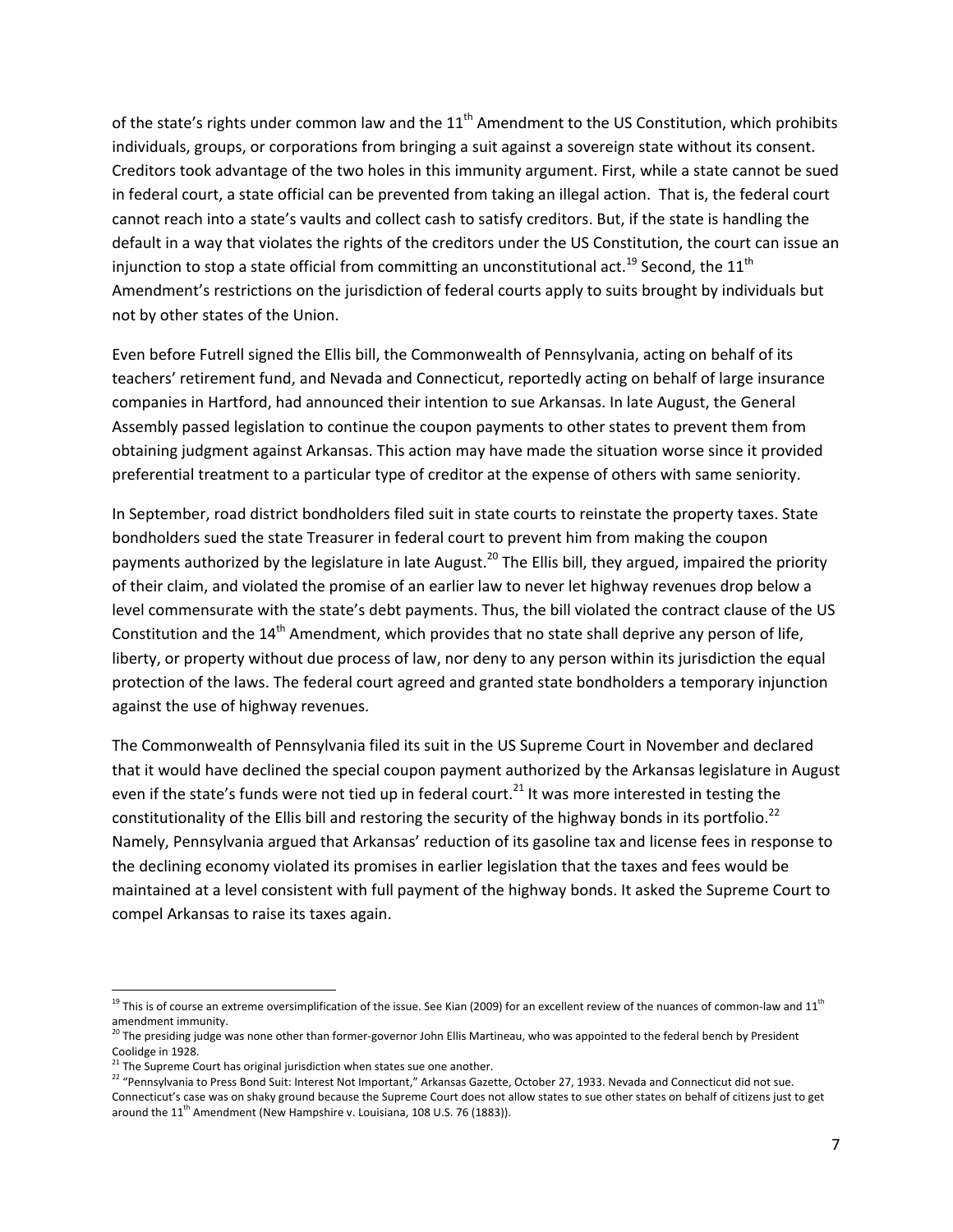of the state's rights under common law and the 11th Amendment to the US Constitution, which prohibits individuals, groups, or corporations from bringing a suit against a sovereign state without its consent. Creditors took advantage of the two holes in this immunity argument. First, while a state cannot be sued in federal court, a state official can be prevented from taking an illegal action. That is, the federal court cannot reach into a state's vaults and collect cash to satisfy creditors. But, if the state is handling the default in a way that violates the rights of the creditors under the US Constitution, the court can issue an injunction to stop a state official from committing an unconstitutional act.[19] Second, the 11th Amendment's restrictions on the jurisdiction of federal courts apply to suits brought by individuals but not by other states of the Union.

Even before Futrell signed the Ellis bill, the Commonwealth of Pennsylvania, acting on behalf of its teachers' retirement fund, and Nevada and Connecticut, reportedly acting on behalf of large insurance companies in Hartford, had announced their intention to sue Arkansas. In late August, the General Assembly passed legislation to continue the coupon payments to other states to prevent them from obtaining judgment against Arkansas. This action may have made the situation worse since it provided preferential treatment to a particular type of creditor at the expense of others with same seniority.

In September, road district bondholders filed suit in state courts to reinstate the property taxes. State bondholders sued the state Treasurer in federal court to prevent him from making the coupon payments authorized by the legislature in late August.[20] The Ellis bill, they argued, impaired the priority of their claim, and violated the promise of an earlier law to never let highway revenues drop below a level commensurate with the state's debt payments. Thus, the bill violated the contract clause of the US Constitution and the 14th Amendment, which provides that no state shall deprive any person of life, liberty, or property without due process of law, nor deny to any person within its jurisdiction the equal protection of the laws. The federal court agreed and granted state bondholders a temporary injunction against the use of highway revenues.

The Commonwealth of Pennsylvania filed its suit in the US Supreme Court in November and declared that it would have declined the special coupon payment authorized by the Arkansas legislature in August even if the state's funds were not tied up in federal court.[21] It was more interested in testing the constitutionality of the Ellis bill and restoring the security of the highway bonds in its portfolio.[22] Namely, Pennsylvania argued that Arkansas' reduction of its gasoline tax and license fees in response to the declining economy violated its promises in earlier legislation that the taxes and fees would be maintained at a level consistent with full payment of the highway bonds. It asked the Supreme Court to compel Arkansas to raise its taxes again.

---

[19] This is of course an extreme oversimplification of the issue. See Kian (2009) for an excellent review of the nuances of common-law and 11th amendment immunity.

[20] The presiding judge was none other than former-governor John Ellis Martineau, who was appointed to the federal bench by President Coolidge in 1928.

[21] The Supreme Court has original jurisdiction when states sue one another.

[22] "Pennsylvania to Press Bond Suit: Interest Not Important," Arkansas Gazette, October 27, 1933. Nevada and Connecticut did not sue. Connecticut's case was on shaky ground because the Supreme Court does not allow states to sue other states on behalf of citizens just to get around the 11th Amendment (New Hampshire v. Louisiana, 108 U.S. 76 (1883)).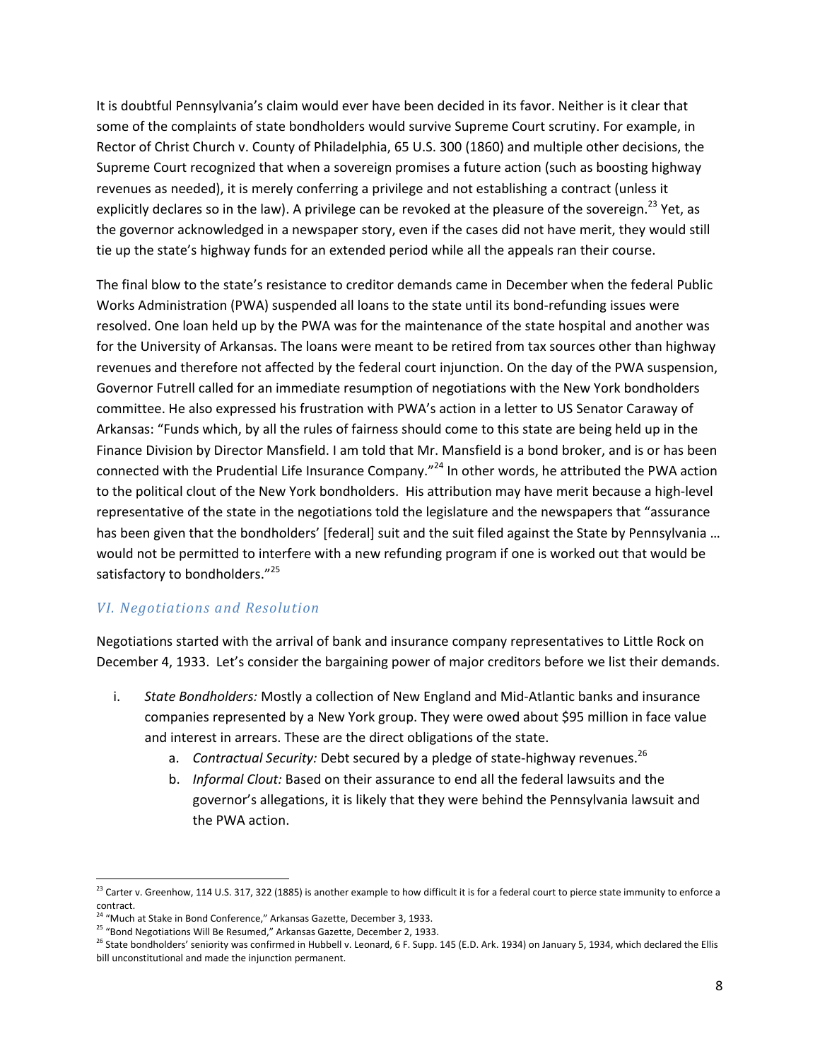It is doubtful Pennsylvania's claim would ever have been decided in its favor. Neither is it clear that some of the complaints of state bondholders would survive Supreme Court scrutiny. For example, in Rector of Christ Church v. County of Philadelphia, 65 U.S. 300 (1860) and multiple other decisions, the Supreme Court recognized that when a sovereign promises a future action (such as boosting highway revenues as needed), it is merely conferring a privilege and not establishing a contract (unless it explicitly declares so in the law). A privilege can be revoked at the pleasure of the sovereign.[23] Yet, as the governor acknowledged in a newspaper story, even if the cases did not have merit, they would still tie up the state's highway funds for an extended period while all the appeals ran their course.

The final blow to the state's resistance to creditor demands came in December when the federal Public Works Administration (PWA) suspended all loans to the state until its bond-refunding issues were resolved. One loan held up by the PWA was for the maintenance of the state hospital and another was for the University of Arkansas. The loans were meant to be retired from tax sources other than highway revenues and therefore not affected by the federal court injunction. On the day of the PWA suspension, Governor Futrell called for an immediate resumption of negotiations with the New York bondholders committee. He also expressed his frustration with PWA's action in a letter to US Senator Caraway of Arkansas: "Funds which, by all the rules of fairness should come to this state are being held up in the Finance Division by Director Mansfield. I am told that Mr. Mansfield is a bond broker, and is or has been connected with the Prudential Life Insurance Company."[24] In other words, he attributed the PWA action to the political clout of the New York bondholders. His attribution may have merit because a high-level representative of the state in the negotiations told the legislature and the newspapers that "assurance has been given that the bondholders' [federal] suit and the suit filed against the State by Pennsylvania … would not be permitted to interfere with a new refunding program if one is worked out that would be satisfactory to bondholders."[25]

## *VI. Negotiations and Resolution*

Negotiations started with the arrival of bank and insurance company representatives to Little Rock on December 4, 1933. Let's consider the bargaining power of major creditors before we list their demands.

i. *State Bondholders:* Mostly a collection of New England and Mid-Atlantic banks and insurance companies represented by a New York group. They were owed about $95 million in face value and interest in arrears. These are the direct obligations of the state.
   a. *Contractual Security:* Debt secured by a pledge of state-highway revenues.[26]
   b. *Informal Clout:* Based on their assurance to end all the federal lawsuits and the governor's allegations, it is likely that they were behind the Pennsylvania lawsuit and the PWA action.

---

[23] Carter v. Greenhow, 114 U.S. 317, 322 (1885) is another example to how difficult it is for a federal court to pierce state immunity to enforce a contract.

[24] "Much at Stake in Bond Conference," Arkansas Gazette, December 3, 1933.

[25] "Bond Negotiations Will Be Resumed," Arkansas Gazette, December 2, 1933.

[26] State bondholders' seniority was confirmed in Hubbell v. Leonard, 6 F. Supp. 145 (E.D. Ark. 1934) on January 5, 1934, which declared the Ellis bill unconstitutional and made the injunction permanent.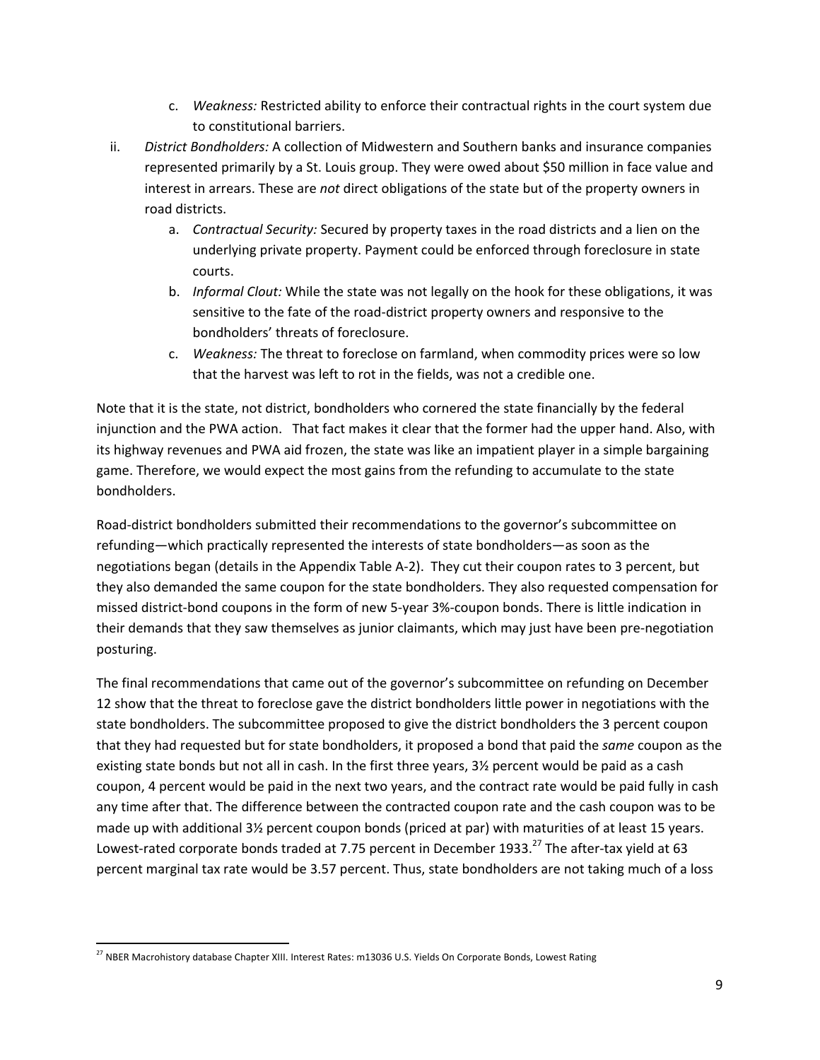c. *Weakness:* Restricted ability to enforce their contractual rights in the court system due to constitutional barriers.

ii. *District Bondholders:* A collection of Midwestern and Southern banks and insurance companies represented primarily by a St. Louis group. They were owed about $50 million in face value and interest in arrears. These are *not* direct obligations of the state but of the property owners in road districts.
   a. *Contractual Security:* Secured by property taxes in the road districts and a lien on the underlying private property. Payment could be enforced through foreclosure in state courts.
   b. *Informal Clout:* While the state was not legally on the hook for these obligations, it was sensitive to the fate of the road-district property owners and responsive to the bondholders' threats of foreclosure.
   c. *Weakness:* The threat to foreclose on farmland, when commodity prices were so low that the harvest was left to rot in the fields, was not a credible one.

Note that it is the state, not district, bondholders who cornered the state financially by the federal injunction and the PWA action. That fact makes it clear that the former had the upper hand. Also, with its highway revenues and PWA aid frozen, the state was like an impatient player in a simple bargaining game. Therefore, we would expect the most gains from the refunding to accumulate to the state bondholders.

Road-district bondholders submitted their recommendations to the governor's subcommittee on refunding—which practically represented the interests of state bondholders—as soon as the negotiations began (details in the Appendix Table A-2). They cut their coupon rates to 3 percent, but they also demanded the same coupon for the state bondholders. They also requested compensation for missed district-bond coupons in the form of new 5-year 3%-coupon bonds. There is little indication in their demands that they saw themselves as junior claimants, which may just have been pre-negotiation posturing.

The final recommendations that came out of the governor's subcommittee on refunding on December 12 show that the threat to foreclose gave the district bondholders little power in negotiations with the state bondholders. The subcommittee proposed to give the district bondholders the 3 percent coupon that they had requested but for state bondholders, it proposed a bond that paid the *same* coupon as the existing state bonds but not all in cash. In the first three years, 3½ percent would be paid as a cash coupon, 4 percent would be paid in the next two years, and the contract rate would be paid fully in cash any time after that. The difference between the contracted coupon rate and the cash coupon was to be made up with additional 3½ percent coupon bonds (priced at par) with maturities of at least 15 years. Lowest-rated corporate bonds traded at 7.75 percent in December 1933.[27] The after-tax yield at 63 percent marginal tax rate would be 3.57 percent. Thus, state bondholders are not taking much of a loss

[27] NBER Macrohistory database Chapter XIII. Interest Rates: m13036 U.S. Yields On Corporate Bonds, Lowest Rating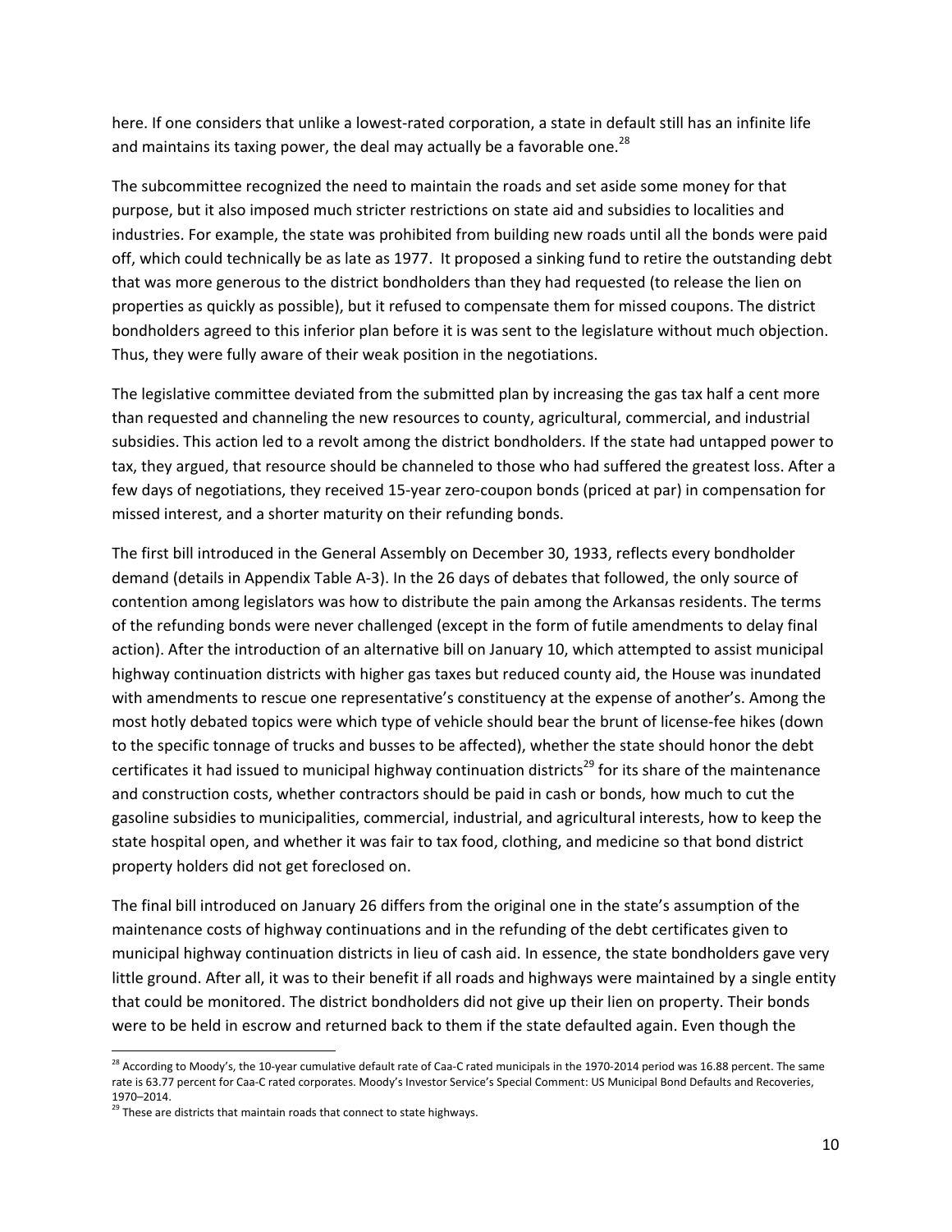here. If one considers that unlike a lowest-rated corporation, a state in default still has an infinite life and maintains its taxing power, the deal may actually be a favorable one.[28]

The subcommittee recognized the need to maintain the roads and set aside some money for that purpose, but it also imposed much stricter restrictions on state aid and subsidies to localities and industries. For example, the state was prohibited from building new roads until all the bonds were paid off, which could technically be as late as 1977. It proposed a sinking fund to retire the outstanding debt that was more generous to the district bondholders than they had requested (to release the lien on properties as quickly as possible), but it refused to compensate them for missed coupons. The district bondholders agreed to this inferior plan before it is was sent to the legislature without much objection. Thus, they were fully aware of their weak position in the negotiations.

The legislative committee deviated from the submitted plan by increasing the gas tax half a cent more than requested and channeling the new resources to county, agricultural, commercial, and industrial subsidies. This action led to a revolt among the district bondholders. If the state had untapped power to tax, they argued, that resource should be channeled to those who had suffered the greatest loss. After a few days of negotiations, they received 15-year zero-coupon bonds (priced at par) in compensation for missed interest, and a shorter maturity on their refunding bonds.

The first bill introduced in the General Assembly on December 30, 1933, reflects every bondholder demand (details in Appendix Table A-3). In the 26 days of debates that followed, the only source of contention among legislators was how to distribute the pain among the Arkansas residents. The terms of the refunding bonds were never challenged (except in the form of futile amendments to delay final action). After the introduction of an alternative bill on January 10, which attempted to assist municipal highway continuation districts with higher gas taxes but reduced county aid, the House was inundated with amendments to rescue one representative's constituency at the expense of another's. Among the most hotly debated topics were which type of vehicle should bear the brunt of license-fee hikes (down to the specific tonnage of trucks and busses to be affected), whether the state should honor the debt certificates it had issued to municipal highway continuation districts[29] for its share of the maintenance and construction costs, whether contractors should be paid in cash or bonds, how much to cut the gasoline subsidies to municipalities, commercial, industrial, and agricultural interests, how to keep the state hospital open, and whether it was fair to tax food, clothing, and medicine so that bond district property holders did not get foreclosed on.

The final bill introduced on January 26 differs from the original one in the state's assumption of the maintenance costs of highway continuations and in the refunding of the debt certificates given to municipal highway continuation districts in lieu of cash aid. In essence, the state bondholders gave very little ground. After all, it was to their benefit if all roads and highways were maintained by a single entity that could be monitored. The district bondholders did not give up their lien on property. Their bonds were to be held in escrow and returned back to them if the state defaulted again. Even though the

[28] According to Moody's, the 10-year cumulative default rate of Caa-C rated municipals in the 1970-2014 period was 16.88 percent. The same rate is 63.77 percent for Caa-C rated corporates. Moody's Investor Service's Special Comment: US Municipal Bond Defaults and Recoveries, 1970–2014.

[29] These are districts that maintain roads that connect to state highways.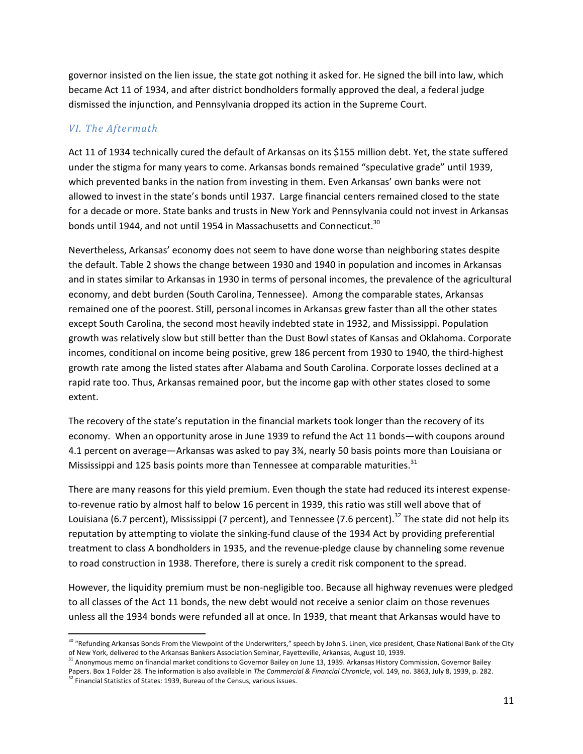governor insisted on the lien issue, the state got nothing it asked for. He signed the bill into law, which became Act 11 of 1934, and after district bondholders formally approved the deal, a federal judge dismissed the injunction, and Pennsylvania dropped its action in the Supreme Court.

## *VI. The Aftermath*

Act 11 of 1934 technically cured the default of Arkansas on its $155 million debt. Yet, the state suffered under the stigma for many years to come. Arkansas bonds remained "speculative grade" until 1939, which prevented banks in the nation from investing in them. Even Arkansas' own banks were not allowed to invest in the state's bonds until 1937. Large financial centers remained closed to the state for a decade or more. State banks and trusts in New York and Pennsylvania could not invest in Arkansas bonds until 1944, and not until 1954 in Massachusetts and Connecticut.[30]

Nevertheless, Arkansas' economy does not seem to have done worse than neighboring states despite the default. Table 2 shows the change between 1930 and 1940 in population and incomes in Arkansas and in states similar to Arkansas in 1930 in terms of personal incomes, the prevalence of the agricultural economy, and debt burden (South Carolina, Tennessee). Among the comparable states, Arkansas remained one of the poorest. Still, personal incomes in Arkansas grew faster than all the other states except South Carolina, the second most heavily indebted state in 1932, and Mississippi. Population growth was relatively slow but still better than the Dust Bowl states of Kansas and Oklahoma. Corporate incomes, conditional on income being positive, grew 186 percent from 1930 to 1940, the third-highest growth rate among the listed states after Alabama and South Carolina. Corporate losses declined at a rapid rate too. Thus, Arkansas remained poor, but the income gap with other states closed to some extent.

The recovery of the state's reputation in the financial markets took longer than the recovery of its economy. When an opportunity arose in June 1939 to refund the Act 11 bonds—with coupons around 4.1 percent on average—Arkansas was asked to pay 3¾, nearly 50 basis points more than Louisiana or Mississippi and 125 basis points more than Tennessee at comparable maturities.[31]

There are many reasons for this yield premium. Even though the state had reduced its interest expense-to-revenue ratio by almost half to below 16 percent in 1939, this ratio was still well above that of Louisiana (6.7 percent), Mississippi (7 percent), and Tennessee (7.6 percent).[32] The state did not help its reputation by attempting to violate the sinking-fund clause of the 1934 Act by providing preferential treatment to class A bondholders in 1935, and the revenue-pledge clause by channeling some revenue to road construction in 1938. Therefore, there is surely a credit risk component to the spread.

However, the liquidity premium must be non-negligible too. Because all highway revenues were pledged to all classes of the Act 11 bonds, the new debt would not receive a senior claim on those revenues unless all the 1934 bonds were refunded all at once. In 1939, that meant that Arkansas would have to

---

[30] "Refunding Arkansas Bonds From the Viewpoint of the Underwriters," speech by John S. Linen, vice president, Chase National Bank of the City of New York, delivered to the Arkansas Bankers Association Seminar, Fayetteville, Arkansas, August 10, 1939.

[31] Anonymous memo on financial market conditions to Governor Bailey on June 13, 1939. Arkansas History Commission, Governor Bailey Papers. Box 1 Folder 28. The information is also available in *The Commercial & Financial Chronicle*, vol. 149, no. 3863, July 8, 1939, p. 282.

[32] Financial Statistics of States: 1939, Bureau of the Census, various issues.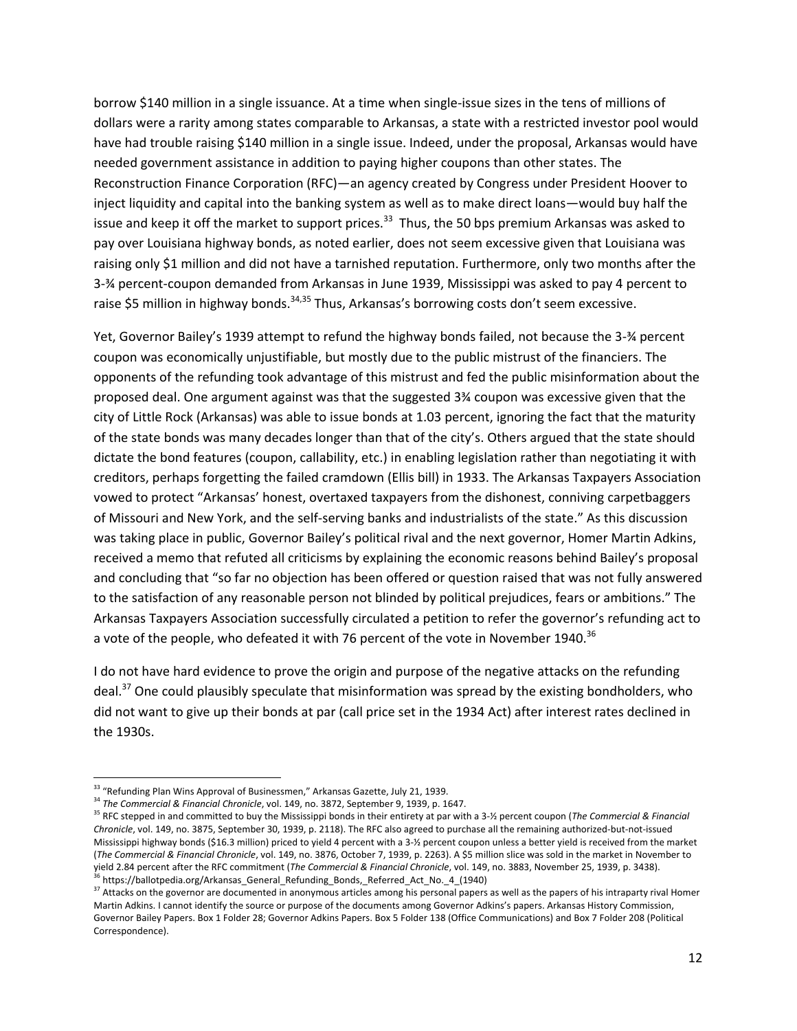borrow $140 million in a single issuance. At a time when single-issue sizes in the tens of millions of dollars were a rarity among states comparable to Arkansas, a state with a restricted investor pool would have had trouble raising $140 million in a single issue. Indeed, under the proposal, Arkansas would have needed government assistance in addition to paying higher coupons than other states. The Reconstruction Finance Corporation (RFC)—an agency created by Congress under President Hoover to inject liquidity and capital into the banking system as well as to make direct loans—would buy half the issue and keep it off the market to support prices.[33] Thus, the 50 bps premium Arkansas was asked to pay over Louisiana highway bonds, as noted earlier, does not seem excessive given that Louisiana was raising only $1 million and did not have a tarnished reputation. Furthermore, only two months after the 3-¾ percent-coupon demanded from Arkansas in June 1939, Mississippi was asked to pay 4 percent to raise $5 million in highway bonds.[34,35] Thus, Arkansas's borrowing costs don't seem excessive.

Yet, Governor Bailey's 1939 attempt to refund the highway bonds failed, not because the 3-¾ percent coupon was economically unjustifiable, but mostly due to the public mistrust of the financiers. The opponents of the refunding took advantage of this mistrust and fed the public misinformation about the proposed deal. One argument against was that the suggested 3¾ coupon was excessive given that the city of Little Rock (Arkansas) was able to issue bonds at 1.03 percent, ignoring the fact that the maturity of the state bonds was many decades longer than that of the city's. Others argued that the state should dictate the bond features (coupon, callability, etc.) in enabling legislation rather than negotiating it with creditors, perhaps forgetting the failed cramdown (Ellis bill) in 1933. The Arkansas Taxpayers Association vowed to protect "Arkansas' honest, overtaxed taxpayers from the dishonest, conniving carpetbaggers of Missouri and New York, and the self-serving banks and industrialists of the state." As this discussion was taking place in public, Governor Bailey's political rival and the next governor, Homer Martin Adkins, received a memo that refuted all criticisms by explaining the economic reasons behind Bailey's proposal and concluding that "so far no objection has been offered or question raised that was not fully answered to the satisfaction of any reasonable person not blinded by political prejudices, fears or ambitions." The Arkansas Taxpayers Association successfully circulated a petition to refer the governor's refunding act to a vote of the people, who defeated it with 76 percent of the vote in November 1940.[36]

I do not have hard evidence to prove the origin and purpose of the negative attacks on the refunding deal.[37] One could plausibly speculate that misinformation was spread by the existing bondholders, who did not want to give up their bonds at par (call price set in the 1934 Act) after interest rates declined in the 1930s.

---

[33] "Refunding Plan Wins Approval of Businessmen," Arkansas Gazette, July 21, 1939.

[34] *The Commercial & Financial Chronicle*, vol. 149, no. 3872, September 9, 1939, p. 1647.

[35] RFC stepped in and committed to buy the Mississippi bonds in their entirety at par with a 3-½ percent coupon (*The Commercial & Financial Chronicle*, vol. 149, no. 3875, September 30, 1939, p. 2118). The RFC also agreed to purchase all the remaining authorized-but-not-issued Mississippi highway bonds ($16.3 million) priced to yield 4 percent with a 3-½ percent coupon unless a better yield is received from the market (*The Commercial & Financial Chronicle*, vol. 149, no. 3876, October 7, 1939, p. 2263). A $5 million slice was sold in the market in November to yield 2.84 percent after the RFC commitment (*The Commercial & Financial Chronicle*, vol. 149, no. 3883, November 25, 1939, p. 3438).

[36] https://ballotpedia.org/Arkansas_General_Refunding_Bonds,_Referred_Act_No._4_(1940)

[37] Attacks on the governor are documented in anonymous articles among his personal papers as well as the papers of his intraparty rival Homer Martin Adkins. I cannot identify the source or purpose of the documents among Governor Adkins's papers. Arkansas History Commission, Governor Bailey Papers. Box 1 Folder 28; Governor Adkins Papers. Box 5 Folder 138 (Office Communications) and Box 7 Folder 208 (Political Correspondence).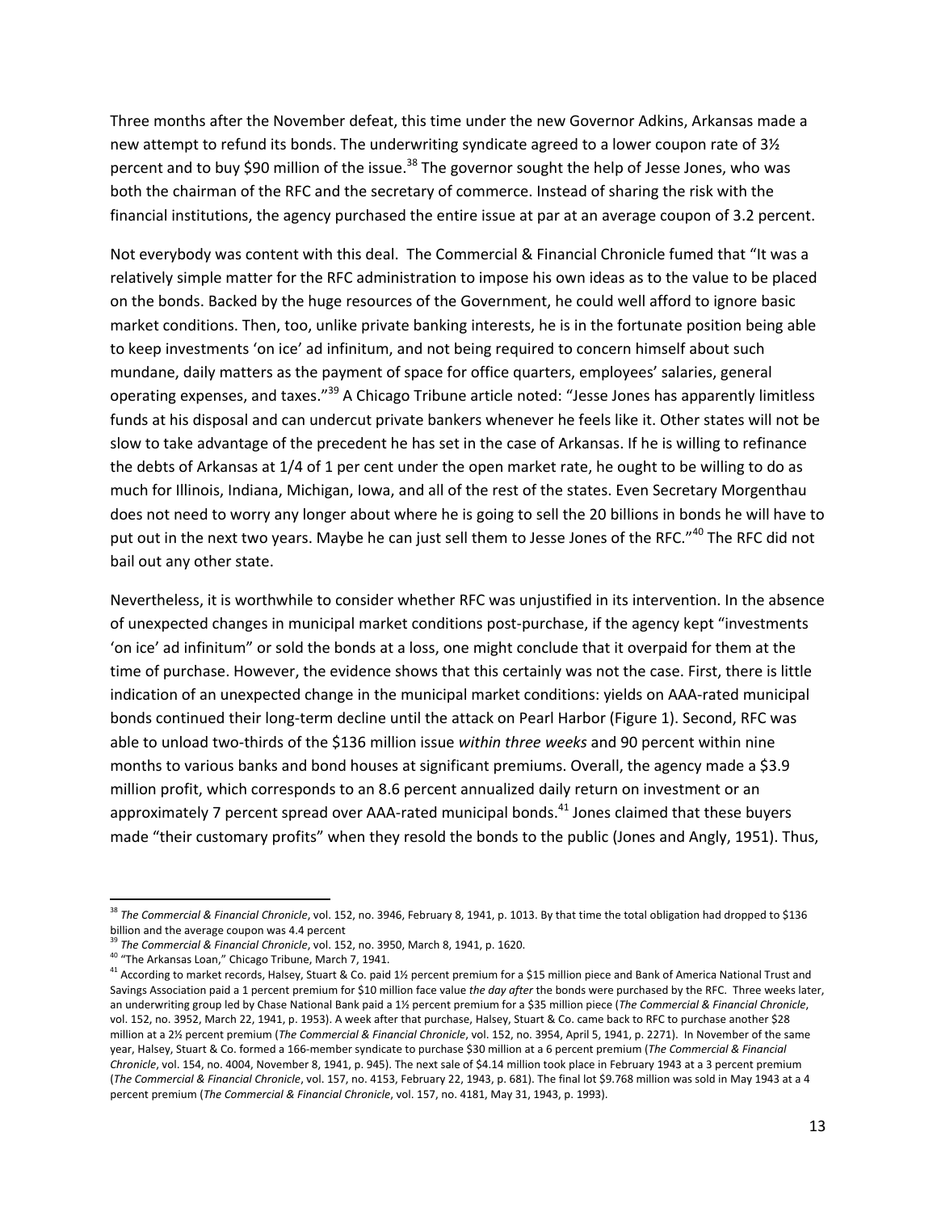Three months after the November defeat, this time under the new Governor Adkins, Arkansas made a new attempt to refund its bonds. The underwriting syndicate agreed to a lower coupon rate of 3½ percent and to buy $90 million of the issue.[38] The governor sought the help of Jesse Jones, who was both the chairman of the RFC and the secretary of commerce. Instead of sharing the risk with the financial institutions, the agency purchased the entire issue at par at an average coupon of 3.2 percent.

Not everybody was content with this deal. The Commercial & Financial Chronicle fumed that "It was a relatively simple matter for the RFC administration to impose his own ideas as to the value to be placed on the bonds. Backed by the huge resources of the Government, he could well afford to ignore basic market conditions. Then, too, unlike private banking interests, he is in the fortunate position being able to keep investments 'on ice' ad infinitum, and not being required to concern himself about such mundane, daily matters as the payment of space for office quarters, employees' salaries, general operating expenses, and taxes."[39] A Chicago Tribune article noted: "Jesse Jones has apparently limitless funds at his disposal and can undercut private bankers whenever he feels like it. Other states will not be slow to take advantage of the precedent he has set in the case of Arkansas. If he is willing to refinance the debts of Arkansas at 1/4 of 1 per cent under the open market rate, he ought to be willing to do as much for Illinois, Indiana, Michigan, Iowa, and all of the rest of the states. Even Secretary Morgenthau does not need to worry any longer about where he is going to sell the 20 billions in bonds he will have to put out in the next two years. Maybe he can just sell them to Jesse Jones of the RFC."[40] The RFC did not bail out any other state.

Nevertheless, it is worthwhile to consider whether RFC was unjustified in its intervention. In the absence of unexpected changes in municipal market conditions post-purchase, if the agency kept "investments 'on ice' ad infinitum" or sold the bonds at a loss, one might conclude that it overpaid for them at the time of purchase. However, the evidence shows that this certainly was not the case. First, there is little indication of an unexpected change in the municipal market conditions: yields on AAA-rated municipal bonds continued their long-term decline until the attack on Pearl Harbor (Figure 1). Second, RFC was able to unload two-thirds of the $136 million issue *within three weeks* and 90 percent within nine months to various banks and bond houses at significant premiums. Overall, the agency made a $3.9 million profit, which corresponds to an 8.6 percent annualized daily return on investment or an approximately 7 percent spread over AAA-rated municipal bonds.[41] Jones claimed that these buyers made "their customary profits" when they resold the bonds to the public (Jones and Angly, 1951). Thus,

---

[38] *The Commercial & Financial Chronicle*, vol. 152, no. 3946, February 8, 1941, p. 1013. By that time the total obligation had dropped to $136 billion and the average coupon was 4.4 percent

[39] *The Commercial & Financial Chronicle*, vol. 152, no. 3950, March 8, 1941, p. 1620.

[40] "The Arkansas Loan," Chicago Tribune, March 7, 1941.

[41] According to market records, Halsey, Stuart & Co. paid 1½ percent premium for a $15 million piece and Bank of America National Trust and Savings Association paid a 1 percent premium for $10 million face value *the day after* the bonds were purchased by the RFC. Three weeks later, an underwriting group led by Chase National Bank paid a 1½ percent premium for a $35 million piece (*The Commercial & Financial Chronicle*, vol. 152, no. 3952, March 22, 1941, p. 1953). A week after that purchase, Halsey, Stuart & Co. came back to RFC to purchase another $28 million at a 2½ percent premium (*The Commercial & Financial Chronicle*, vol. 152, no. 3954, April 5, 1941, p. 2271). In November of the same year, Halsey, Stuart & Co. formed a 166-member syndicate to purchase $30 million at a 6 percent premium (*The Commercial & Financial Chronicle*, vol. 154, no. 4004, November 8, 1941, p. 945). The next sale of $4.14 million took place in February 1943 at a 3 percent premium (*The Commercial & Financial Chronicle*, vol. 157, no. 4153, February 22, 1943, p. 681). The final lot $9.768 million was sold in May 1943 at a 4 percent premium (*The Commercial & Financial Chronicle*, vol. 157, no. 4181, May 31, 1943, p. 1993).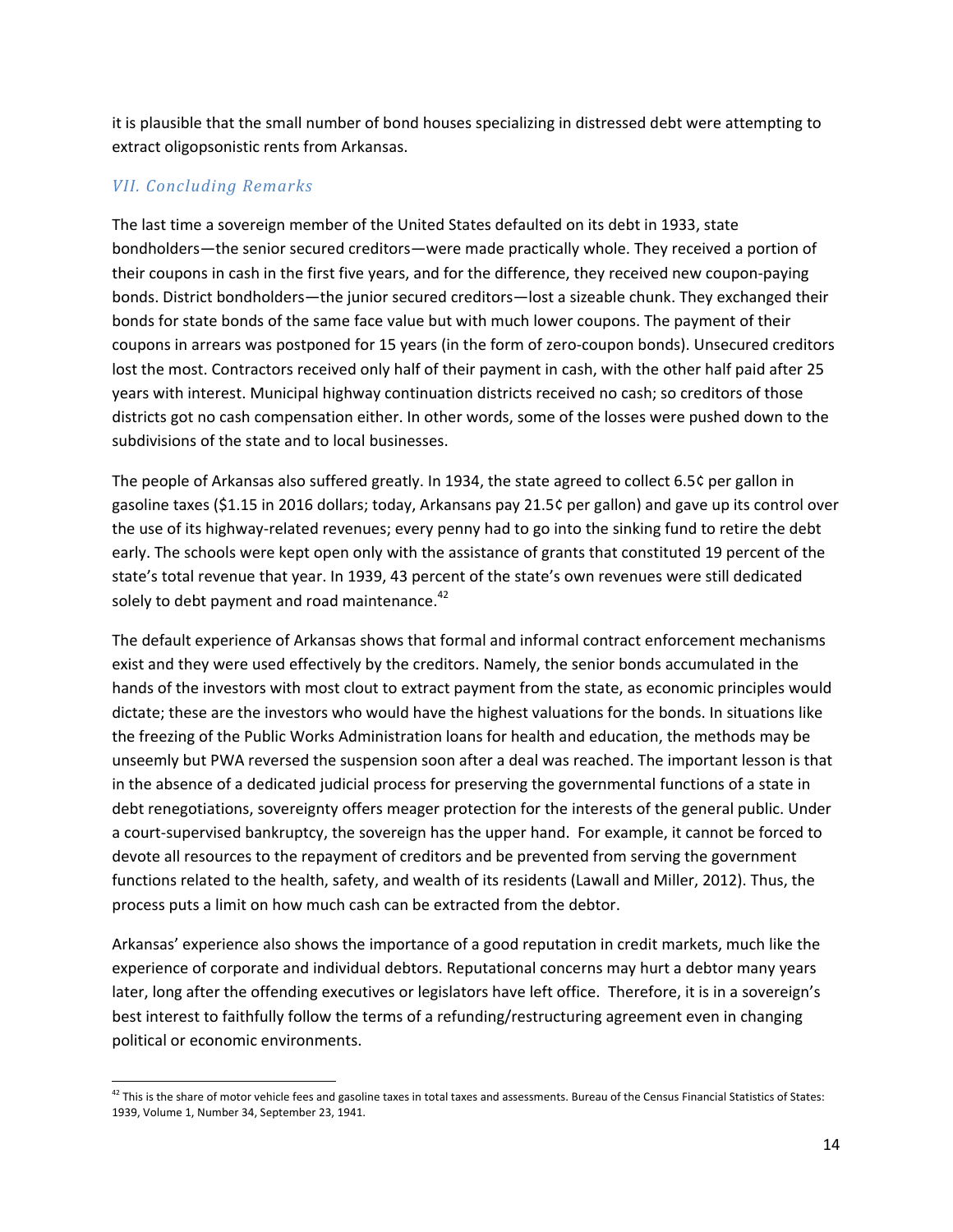it is plausible that the small number of bond houses specializing in distressed debt were attempting to extract oligopsonistic rents from Arkansas.

### *VII. Concluding Remarks*

The last time a sovereign member of the United States defaulted on its debt in 1933, state bondholders—the senior secured creditors—were made practically whole. They received a portion of their coupons in cash in the first five years, and for the difference, they received new coupon-paying bonds. District bondholders—the junior secured creditors—lost a sizeable chunk. They exchanged their bonds for state bonds of the same face value but with much lower coupons. The payment of their coupons in arrears was postponed for 15 years (in the form of zero-coupon bonds). Unsecured creditors lost the most. Contractors received only half of their payment in cash, with the other half paid after 25 years with interest. Municipal highway continuation districts received no cash; so creditors of those districts got no cash compensation either. In other words, some of the losses were pushed down to the subdivisions of the state and to local businesses.

The people of Arkansas also suffered greatly. In 1934, the state agreed to collect 6.5¢ per gallon in gasoline taxes ($1.15 in 2016 dollars; today, Arkansans pay 21.5¢ per gallon) and gave up its control over the use of its highway-related revenues; every penny had to go into the sinking fund to retire the debt early. The schools were kept open only with the assistance of grants that constituted 19 percent of the state's total revenue that year. In 1939, 43 percent of the state's own revenues were still dedicated solely to debt payment and road maintenance.[42]

The default experience of Arkansas shows that formal and informal contract enforcement mechanisms exist and they were used effectively by the creditors. Namely, the senior bonds accumulated in the hands of the investors with most clout to extract payment from the state, as economic principles would dictate; these are the investors who would have the highest valuations for the bonds. In situations like the freezing of the Public Works Administration loans for health and education, the methods may be unseemly but PWA reversed the suspension soon after a deal was reached. The important lesson is that in the absence of a dedicated judicial process for preserving the governmental functions of a state in debt renegotiations, sovereignty offers meager protection for the interests of the general public. Under a court-supervised bankruptcy, the sovereign has the upper hand. For example, it cannot be forced to devote all resources to the repayment of creditors and be prevented from serving the government functions related to the health, safety, and wealth of its residents (Lawall and Miller, 2012). Thus, the process puts a limit on how much cash can be extracted from the debtor.

Arkansas' experience also shows the importance of a good reputation in credit markets, much like the experience of corporate and individual debtors. Reputational concerns may hurt a debtor many years later, long after the offending executives or legislators have left office. Therefore, it is in a sovereign's best interest to faithfully follow the terms of a refunding/restructuring agreement even in changing political or economic environments.

[42] This is the share of motor vehicle fees and gasoline taxes in total taxes and assessments. Bureau of the Census Financial Statistics of States: 1939, Volume 1, Number 34, September 23, 1941.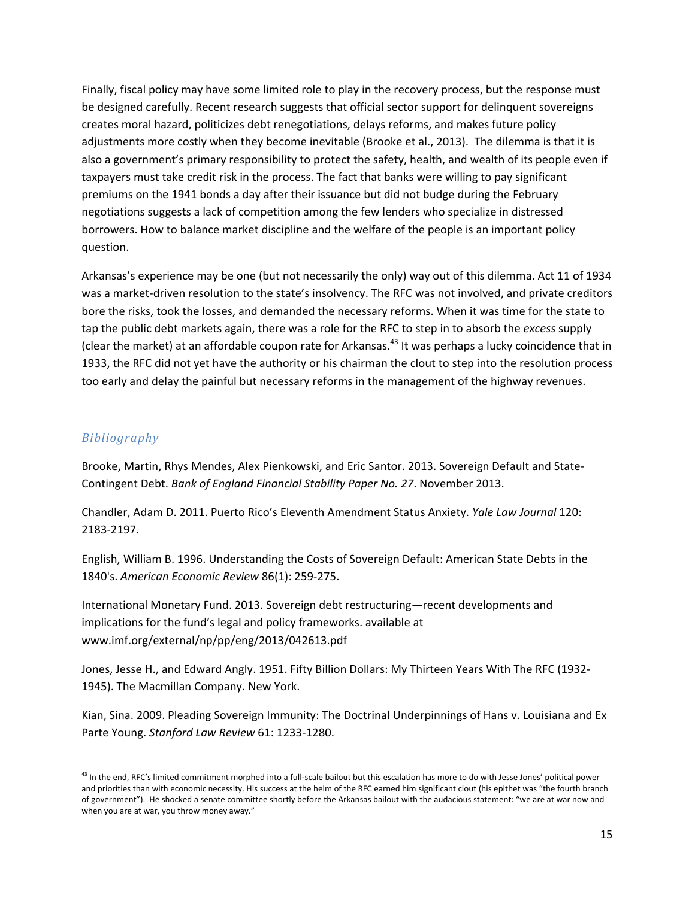Finally, fiscal policy may have some limited role to play in the recovery process, but the response must be designed carefully. Recent research suggests that official sector support for delinquent sovereigns creates moral hazard, politicizes debt renegotiations, delays reforms, and makes future policy adjustments more costly when they become inevitable (Brooke et al., 2013). The dilemma is that it is also a government's primary responsibility to protect the safety, health, and wealth of its people even if taxpayers must take credit risk in the process. The fact that banks were willing to pay significant premiums on the 1941 bonds a day after their issuance but did not budge during the February negotiations suggests a lack of competition among the few lenders who specialize in distressed borrowers. How to balance market discipline and the welfare of the people is an important policy question.

Arkansas's experience may be one (but not necessarily the only) way out of this dilemma. Act 11 of 1934 was a market-driven resolution to the state's insolvency. The RFC was not involved, and private creditors bore the risks, took the losses, and demanded the necessary reforms. When it was time for the state to tap the public debt markets again, there was a role for the RFC to step in to absorb the *excess* supply (clear the market) at an affordable coupon rate for Arkansas.[43] It was perhaps a lucky coincidence that in 1933, the RFC did not yet have the authority or his chairman the clout to step into the resolution process too early and delay the painful but necessary reforms in the management of the highway revenues.

## *Bibliography*

Brooke, Martin, Rhys Mendes, Alex Pienkowski, and Eric Santor. 2013. Sovereign Default and State-Contingent Debt. *Bank of England Financial Stability Paper No. 27*. November 2013.

Chandler, Adam D. 2011. Puerto Rico's Eleventh Amendment Status Anxiety. *Yale Law Journal* 120: 2183-2197.

English, William B. 1996. Understanding the Costs of Sovereign Default: American State Debts in the 1840's. *American Economic Review* 86(1): 259-275.

International Monetary Fund. 2013. Sovereign debt restructuring—recent developments and implications for the fund's legal and policy frameworks. available at www.imf.org/external/np/pp/eng/2013/042613.pdf

Jones, Jesse H., and Edward Angly. 1951. Fifty Billion Dollars: My Thirteen Years With The RFC (1932-1945). The Macmillan Company. New York.

Kian, Sina. 2009. Pleading Sovereign Immunity: The Doctrinal Underpinnings of Hans v. Louisiana and Ex Parte Young. *Stanford Law Review* 61: 1233-1280.

[43] In the end, RFC's limited commitment morphed into a full-scale bailout but this escalation has more to do with Jesse Jones' political power and priorities than with economic necessity. His success at the helm of the RFC earned him significant clout (his epithet was "the fourth branch of government"). He shocked a senate committee shortly before the Arkansas bailout with the audacious statement: "we are at war now and when you are at war, you throw money away."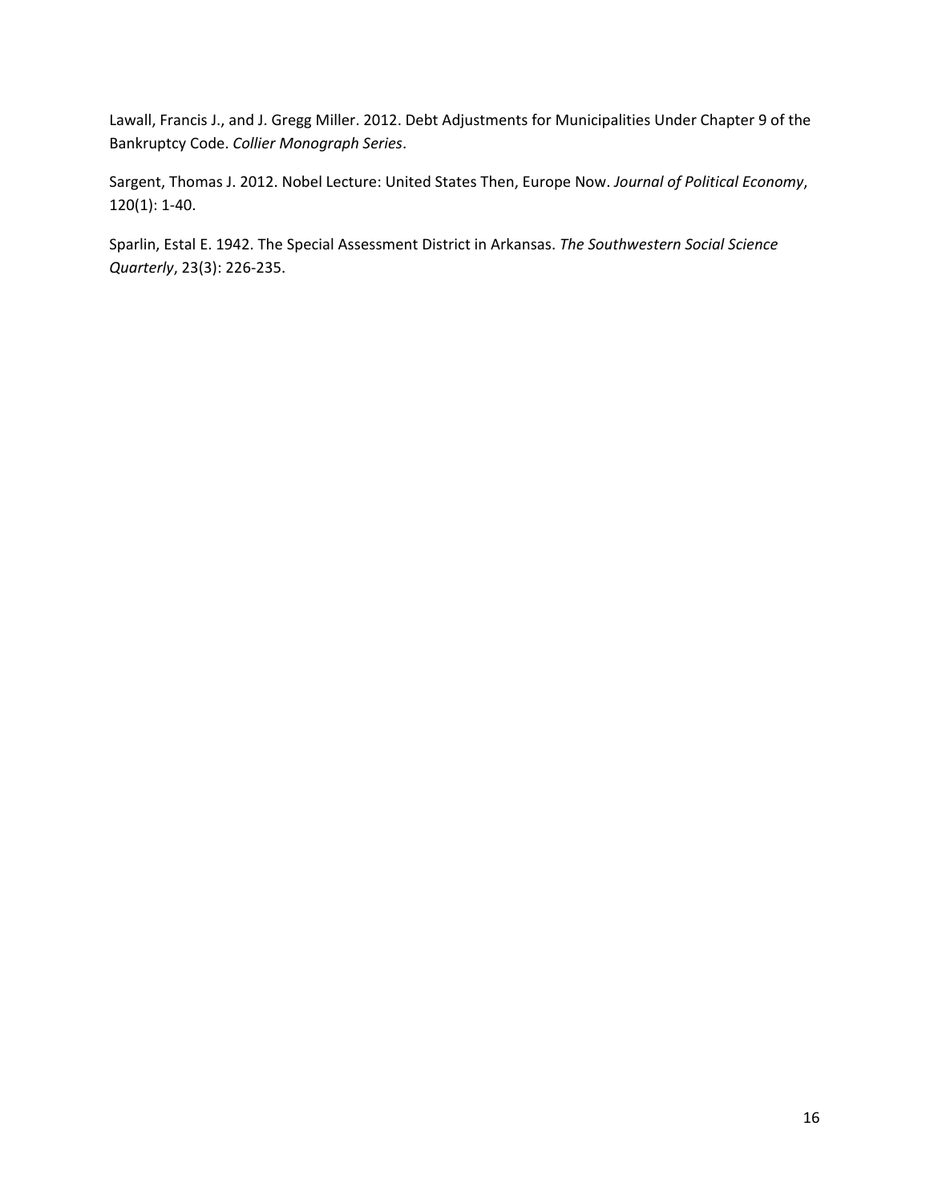Lawall, Francis J., and J. Gregg Miller. 2012. Debt Adjustments for Municipalities Under Chapter 9 of the Bankruptcy Code. *Collier Monograph Series*.

Sargent, Thomas J. 2012. Nobel Lecture: United States Then, Europe Now. *Journal of Political Economy*, 120(1): 1-40.

Sparlin, Estal E. 1942. The Special Assessment District in Arkansas. *The Southwestern Social Science Quarterly*, 23(3): 226-235.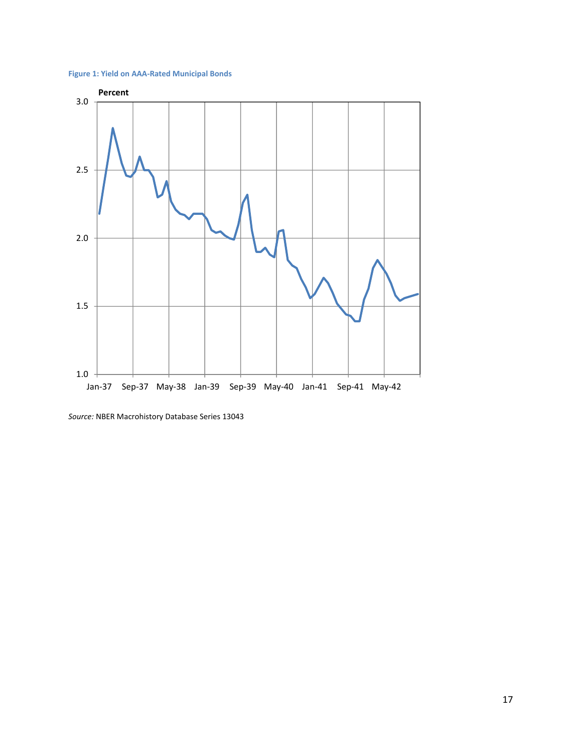**Figure 1: Yield on AAA-Rated Municipal Bonds**

Percent

3.0

2.5

2.0

1.5

1.0

Jan-37 Sep-37 May-38 Jan-39 Sep-39 May-40 Jan-41 Sep-41 May-42

*Source:* NBER Macrohistory Database Series 13043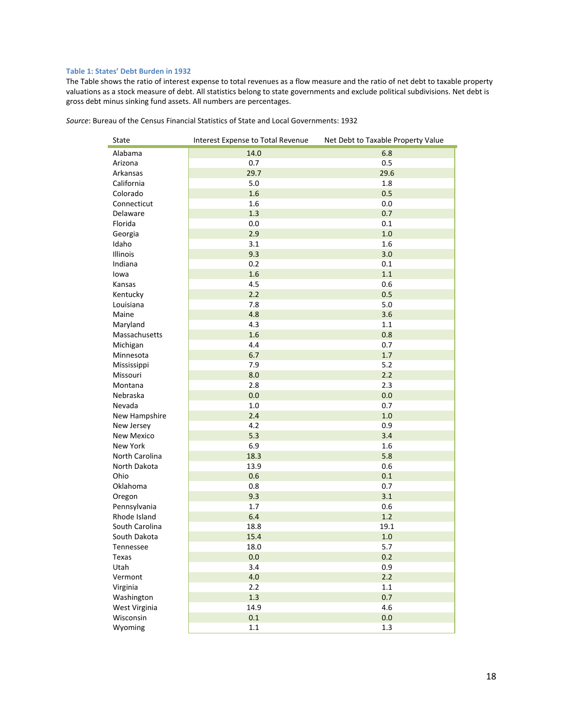### Table 1: States' Debt Burden in 1932

The Table shows the ratio of interest expense to total revenues as a flow measure and the ratio of net debt to taxable property valuations as a stock measure of debt. All statistics belong to state governments and exclude political subdivisions. Net debt is gross debt minus sinking fund assets. All numbers are percentages.

*Source*: Bureau of the Census Financial Statistics of State and Local Governments: 1932

| State | Interest Expense to Total Revenue | Net Debt to Taxable Property Value |
|---|---|---|
| Alabama | 14.0 | 6.8 |
| Arizona | 0.7 | 0.5 |
| Arkansas | 29.7 | 29.6 |
| California | 5.0 | 1.8 |
| Colorado | 1.6 | 0.5 |
| Connecticut | 1.6 | 0.0 |
| Delaware | 1.3 | 0.7 |
| Florida | 0.0 | 0.1 |
| Georgia | 2.9 | 1.0 |
| Idaho | 3.1 | 1.6 |
| Illinois | 9.3 | 3.0 |
| Indiana | 0.2 | 0.1 |
| Iowa | 1.6 | 1.1 |
| Kansas | 4.5 | 0.6 |
| Kentucky | 2.2 | 0.5 |
| Louisiana | 7.8 | 5.0 |
| Maine | 4.8 | 3.6 |
| Maryland | 4.3 | 1.1 |
| Massachusetts | 1.6 | 0.8 |
| Michigan | 4.4 | 0.7 |
| Minnesota | 6.7 | 1.7 |
| Mississippi | 7.9 | 5.2 |
| Missouri | 8.0 | 2.2 |
| Montana | 2.8 | 2.3 |
| Nebraska | 0.0 | 0.0 |
| Nevada | 1.0 | 0.7 |
| New Hampshire | 2.4 | 1.0 |
| New Jersey | 4.2 | 0.9 |
| New Mexico | 5.3 | 3.4 |
| New York | 6.9 | 1.6 |
| North Carolina | 18.3 | 5.8 |
| North Dakota | 13.9 | 0.6 |
| Ohio | 0.6 | 0.1 |
| Oklahoma | 0.8 | 0.7 |
| Oregon | 9.3 | 3.1 |
| Pennsylvania | 1.7 | 0.6 |
| Rhode Island | 6.4 | 1.2 |
| South Carolina | 18.8 | 19.1 |
| South Dakota | 15.4 | 1.0 |
| Tennessee | 18.0 | 5.7 |
| Texas | 0.0 | 0.2 |
| Utah | 3.4 | 0.9 |
| Vermont | 4.0 | 2.2 |
| Virginia | 2.2 | 1.1 |
| Washington | 1.3 | 0.7 |
| West Virginia | 14.9 | 4.6 |
| Wisconsin | 0.1 | 0.0 |
| Wyoming | 1.1 | 1.3 |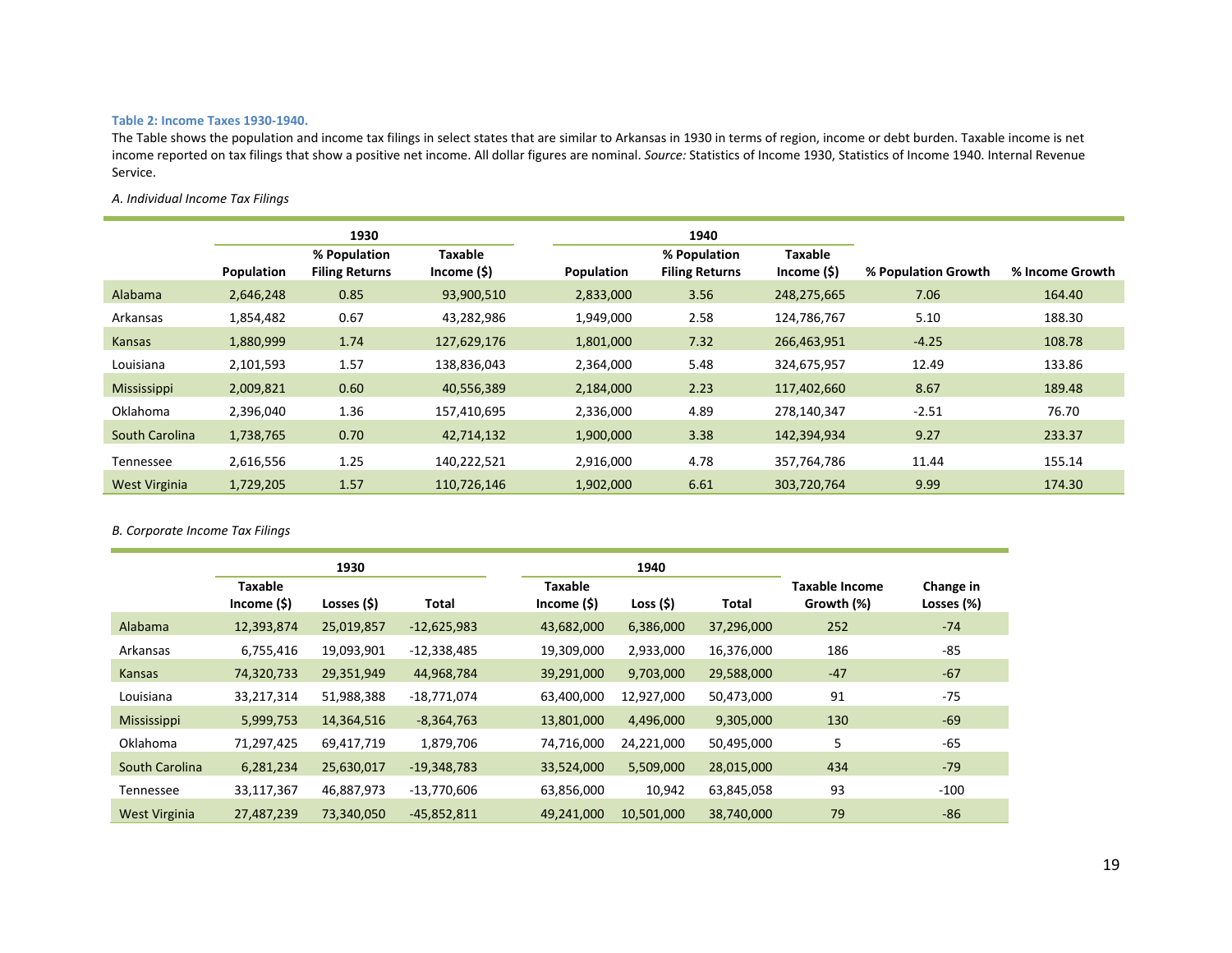**Table 2: Income Taxes 1930-1940.**

The Table shows the population and income tax filings in select states that are similar to Arkansas in 1930 in terms of region, income or debt burden. Taxable income is net income reported on tax filings that show a positive net income. All dollar figures are nominal. *Source:* Statistics of Income 1930, Statistics of Income 1940. Internal Revenue Service.

*A. Individual Income Tax Filings*

| | 1930 | | | 1940 | | | | |
|---|---|---|---|---|---|---|---|---|
| | Population | % Population Filing Returns | Taxable Income ($) | Population | % Population Filing Returns | Taxable Income ($) | % Population Growth | % Income Growth |
| Alabama | 2,646,248 | 0.85 | 93,900,510 | 2,833,000 | 3.56 | 248,275,665 | 7.06 | 164.40 |
| Arkansas | 1,854,482 | 0.67 | 43,282,986 | 1,949,000 | 2.58 | 124,786,767 | 5.10 | 188.30 |
| Kansas | 1,880,999 | 1.74 | 127,629,176 | 1,801,000 | 7.32 | 266,463,951 | -4.25 | 108.78 |
| Louisiana | 2,101,593 | 1.57 | 138,836,043 | 2,364,000 | 5.48 | 324,675,957 | 12.49 | 133.86 |
| Mississippi | 2,009,821 | 0.60 | 40,556,389 | 2,184,000 | 2.23 | 117,402,660 | 8.67 | 189.48 |
| Oklahoma | 2,396,040 | 1.36 | 157,410,695 | 2,336,000 | 4.89 | 278,140,347 | -2.51 | 76.70 |
| South Carolina | 1,738,765 | 0.70 | 42,714,132 | 1,900,000 | 3.38 | 142,394,934 | 9.27 | 233.37 |
| Tennessee | 2,616,556 | 1.25 | 140,222,521 | 2,916,000 | 4.78 | 357,764,786 | 11.44 | 155.14 |
| West Virginia | 1,729,205 | 1.57 | 110,726,146 | 1,902,000 | 6.61 | 303,720,764 | 9.99 | 174.30 |

*B. Corporate Income Tax Filings*

| | 1930 | | | 1940 | | | | |
|---|---|---|---|---|---|---|---|---|
| | Taxable Income ($) | Losses ($) | Total | Taxable Income ($) | Loss ($) | Total | Taxable Income Growth (%) | Change in Losses (%) |
| Alabama | 12,393,874 | 25,019,857 | -12,625,983 | 43,682,000 | 6,386,000 | 37,296,000 | 252 | -74 |
| Arkansas | 6,755,416 | 19,093,901 | -12,338,485 | 19,309,000 | 2,933,000 | 16,376,000 | 186 | -85 |
| Kansas | 74,320,733 | 29,351,949 | 44,968,784 | 39,291,000 | 9,703,000 | 29,588,000 | -47 | -67 |
| Louisiana | 33,217,314 | 51,988,388 | -18,771,074 | 63,400,000 | 12,927,000 | 50,473,000 | 91 | -75 |
| Mississippi | 5,999,753 | 14,364,516 | -8,364,763 | 13,801,000 | 4,496,000 | 9,305,000 | 130 | -69 |
| Oklahoma | 71,297,425 | 69,417,719 | 1,879,706 | 74,716,000 | 24,221,000 | 50,495,000 | 5 | -65 |
| South Carolina | 6,281,234 | 25,630,017 | -19,348,783 | 33,524,000 | 5,509,000 | 28,015,000 | 434 | -79 |
| Tennessee | 33,117,367 | 46,887,973 | -13,770,606 | 63,856,000 | 10,942 | 63,845,058 | 93 | -100 |
| West Virginia | 27,487,239 | 73,340,050 | -45,852,811 | 49,241,000 | 10,501,000 | 38,740,000 | 79 | -86 |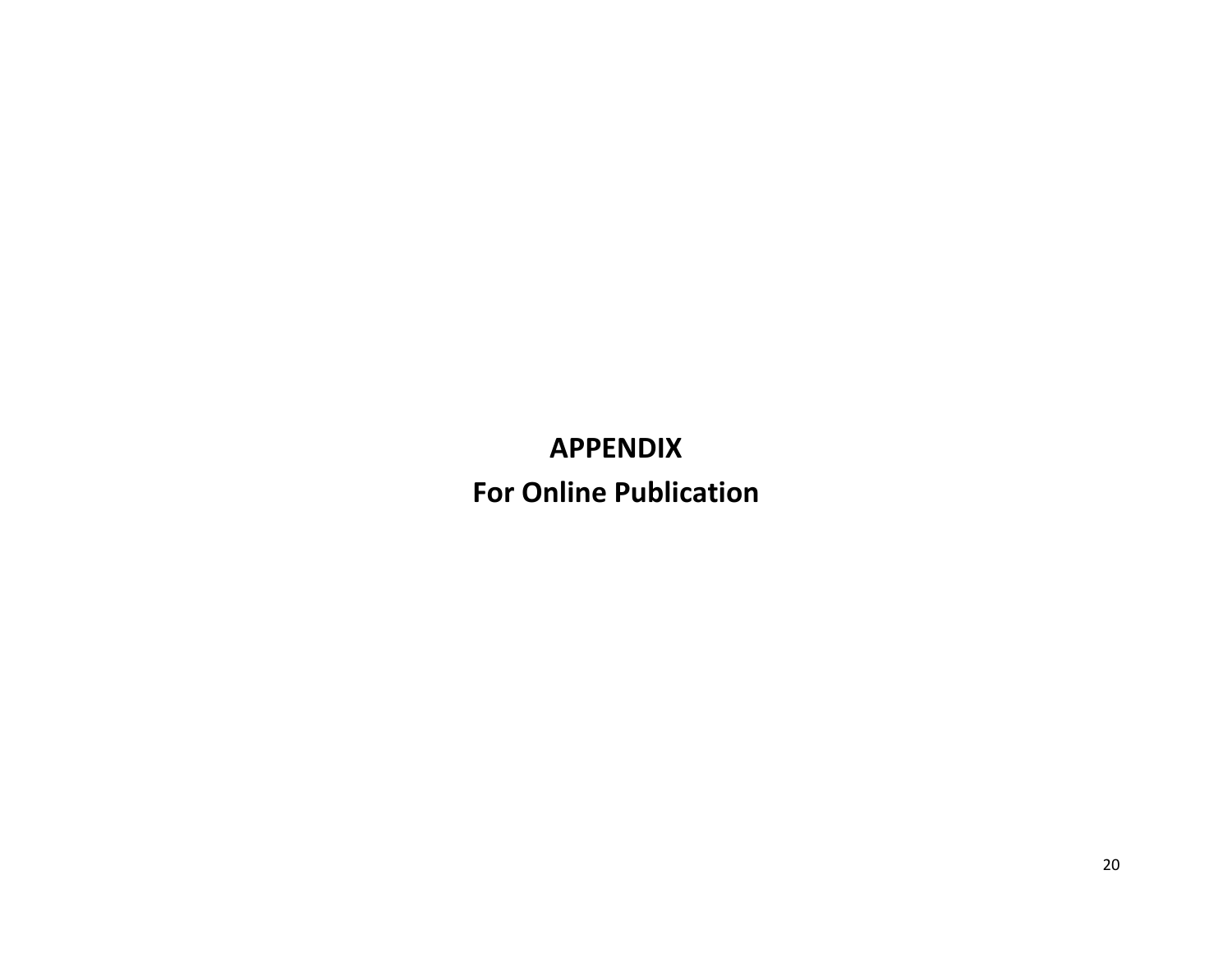# APPENDIX

## For Online Publication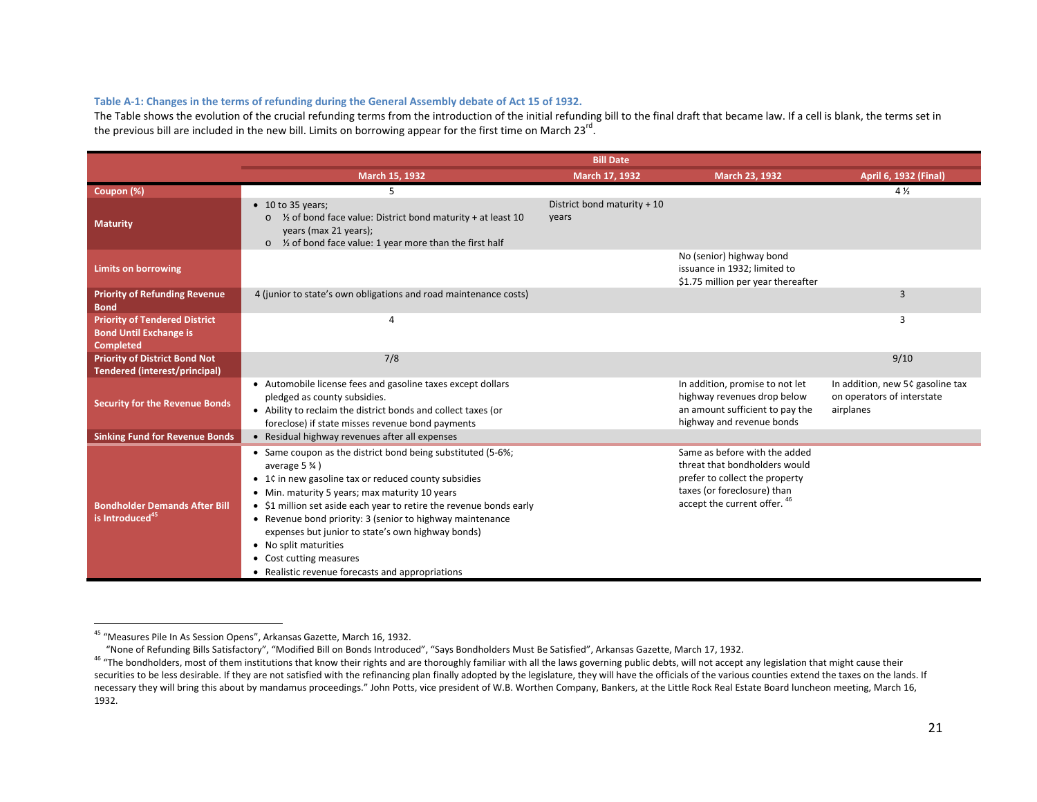**Table A-1: Changes in the terms of refunding during the General Assembly debate of Act 15 of 1932.**

The Table shows the evolution of the crucial refunding terms from the introduction of the initial refunding bill to the final draft that became law. If a cell is blank, the terms set in the previous bill are included in the new bill. Limits on borrowing appear for the first time on March 23rd.

| | Bill Date | | | |
|---|---|---|---|---|
| | **March 15, 1932** | **March 17, 1932** | **March 23, 1932** | **April 6, 1932 (Final)** |
| **Coupon (%)** | 5 | | | 4 ½ |
| **Maturity** | • 10 to 35 years;<br>o ½ of bond face value: District bond maturity + at least 10 years (max 21 years);<br>o ½ of bond face value: 1 year more than the first half | District bond maturity + 10 years | | |
| **Limits on borrowing** | | | No (senior) highway bond issuance in 1932; limited to $1.75 million per year thereafter | |
| **Priority of Refunding Revenue Bond** | 4 (junior to state's own obligations and road maintenance costs) | | | 3 |
| **Priority of Tendered District Bond Until Exchange is Completed** | 4 | | | 3 |
| **Priority of District Bond Not Tendered (interest/principal)** | 7/8 | | | 9/10 |
| **Security for the Revenue Bonds** | • Automobile license fees and gasoline taxes except dollars pledged as county subsidies.<br>• Ability to reclaim the district bonds and collect taxes (or foreclose) if state misses revenue bond payments | | In addition, promise to not let highway revenues drop below an amount sufficient to pay the highway and revenue bonds | In addition, new 5¢ gasoline tax on operators of interstate airplanes |
| **Sinking Fund for Revenue Bonds** | • Residual highway revenues after all expenses | | | |
| **Bondholder Demands After Bill is Introduced**[45] | • Same coupon as the district bond being substituted (5-6%; average 5 ¾ )<br>• 1¢ in new gasoline tax or reduced county subsidies<br>• Min. maturity 5 years; max maturity 10 years<br>• $1 million set aside each year to retire the revenue bonds early<br>• Revenue bond priority: 3 (senior to highway maintenance expenses but junior to state's own highway bonds)<br>• No split maturities<br>• Cost cutting measures<br>• Realistic revenue forecasts and appropriations | | Same as before with the added threat that bondholders would prefer to collect the property taxes (or foreclosure) than accept the current offer.[46] | |

[45] "Measures Pile In As Session Opens", Arkansas Gazette, March 16, 1932.
"None of Refunding Bills Satisfactory", "Modified Bill on Bonds Introduced", "Says Bondholders Must Be Satisfied", Arkansas Gazette, March 17, 1932.

[46] "The bondholders, most of them institutions that know their rights and are thoroughly familiar with all the laws governing public debts, will not accept any legislation that might cause their securities to be less desirable. If they are not satisfied with the refinancing plan finally adopted by the legislature, they will have the officials of the various counties extend the taxes on the lands. If necessary they will bring this about by mandamus proceedings." John Potts, vice president of W.B. Worthen Company, Bankers, at the Little Rock Real Estate Board luncheon meeting, March 16, 1932.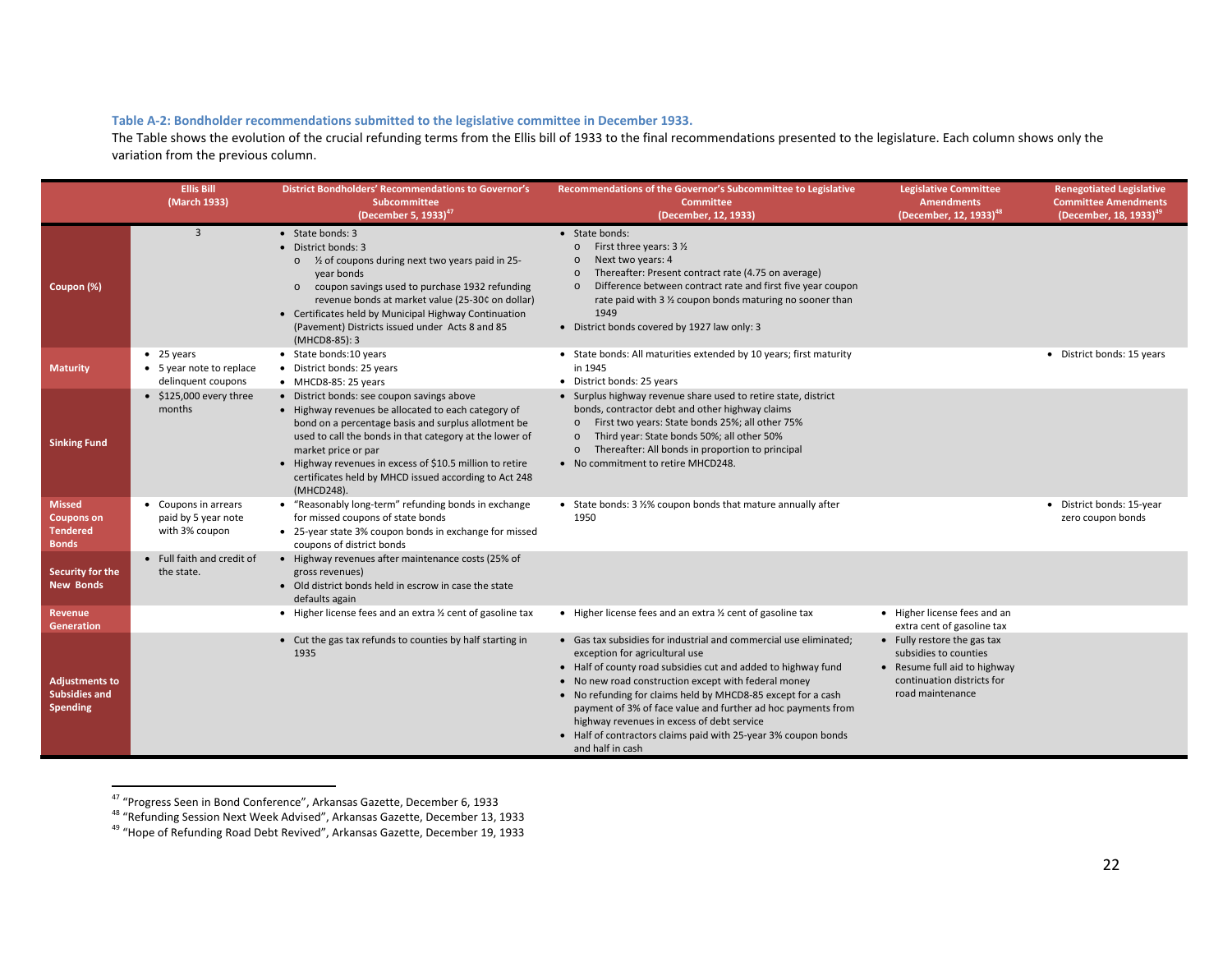**Table A-2: Bondholder recommendations submitted to the legislative committee in December 1933.**

The Table shows the evolution of the crucial refunding terms from the Ellis bill of 1933 to the final recommendations presented to the legislature. Each column shows only the variation from the previous column.

| | Ellis Bill (March 1933) | District Bondholders' Recommendations to Governor's Subcommittee (December 5, 1933)[47] | Recommendations of the Governor's Subcommittee to Legislative Committee (December, 12, 1933) | Legislative Committee Amendments (December, 12, 1933)[48] | Renegotiated Legislative Committee Amendments (December, 18, 1933)[49] |
|---|---|---|---|---|---|
| **Coupon (%)** | 3 | • State bonds: 3<br>• District bonds: 3<br>  o ½ of coupons during next two years paid in 25-year bonds<br>  o coupon savings used to purchase 1932 refunding revenue bonds at market value (25-30¢ on dollar)<br>• Certificates held by Municipal Highway Continuation (Pavement) Districts issued under Acts 8 and 85 (MHCD8-85): 3 | • State bonds:<br>  o First three years: 3 ½<br>  o Next two years: 4<br>  o Thereafter: Present contract rate (4.75 on average)<br>  o Difference between contract rate and first five year coupon rate paid with 3 ½ coupon bonds maturing no sooner than 1949<br>• District bonds covered by 1927 law only: 3 | | |
| **Maturity** | • 25 years<br>• 5 year note to replace delinquent coupons | • State bonds:10 years<br>• District bonds: 25 years<br>• MHCD8-85: 25 years | • State bonds: All maturities extended by 10 years; first maturity in 1945<br>• District bonds: 25 years | | • District bonds: 15 years |
| **Sinking Fund** | • $125,000 every three months | • District bonds: see coupon savings above<br>• Highway revenues be allocated to each category of bond on a percentage basis and surplus allotment be used to call the bonds in that category at the lower of market price or par<br>• Highway revenues in excess of $10.5 million to retire certificates held by MHCD issued according to Act 248 (MHCD248). | • Surplus highway revenue share used to retire state, district bonds, contractor debt and other highway claims<br>  o First two years: State bonds 25%; all other 75%<br>  o Third year: State bonds 50%; all other 50%<br>  o Thereafter: All bonds in proportion to principal<br>• No commitment to retire MHCD248. | | |
| **Missed Coupons on Tendered Bonds** | • Coupons in arrears paid by 5 year note with 3% coupon | • "Reasonably long-term" refunding bonds in exchange for missed coupons of state bonds<br>• 25-year state 3% coupon bonds in exchange for missed coupons of district bonds | • State bonds: 3 ½% coupon bonds that mature annually after 1950 | | • District bonds: 15-year zero coupon bonds |
| **Security for the New Bonds** | • Full faith and credit of the state. | • Highway revenues after maintenance costs (25% of gross revenues)<br>• Old district bonds held in escrow in case the state defaults again | | | |
| **Revenue Generation** | | • Higher license fees and an extra ½ cent of gasoline tax | • Higher license fees and an extra ½ cent of gasoline tax | • Higher license fees and an extra cent of gasoline tax | |
| **Adjustments to Subsidies and Spending** | | • Cut the gas tax refunds to counties by half starting in 1935 | • Gas tax subsidies for industrial and commercial use eliminated; exception for agricultural use<br>• Half of county road subsidies cut and added to highway fund<br>• No new road construction except with federal money<br>• No refunding for claims held by MHCD8-85 except for a cash payment of 3% of face value and further ad hoc payments from highway revenues in excess of debt service<br>• Half of contractors claims paid with 25-year 3% coupon bonds and half in cash | • Fully restore the gas tax subsidies to counties<br>• Resume full aid to highway continuation districts for road maintenance | |

[47] "Progress Seen in Bond Conference", Arkansas Gazette, December 6, 1933

[48] "Refunding Session Next Week Advised", Arkansas Gazette, December 13, 1933

[49] "Hope of Refunding Road Debt Revived", Arkansas Gazette, December 19, 1933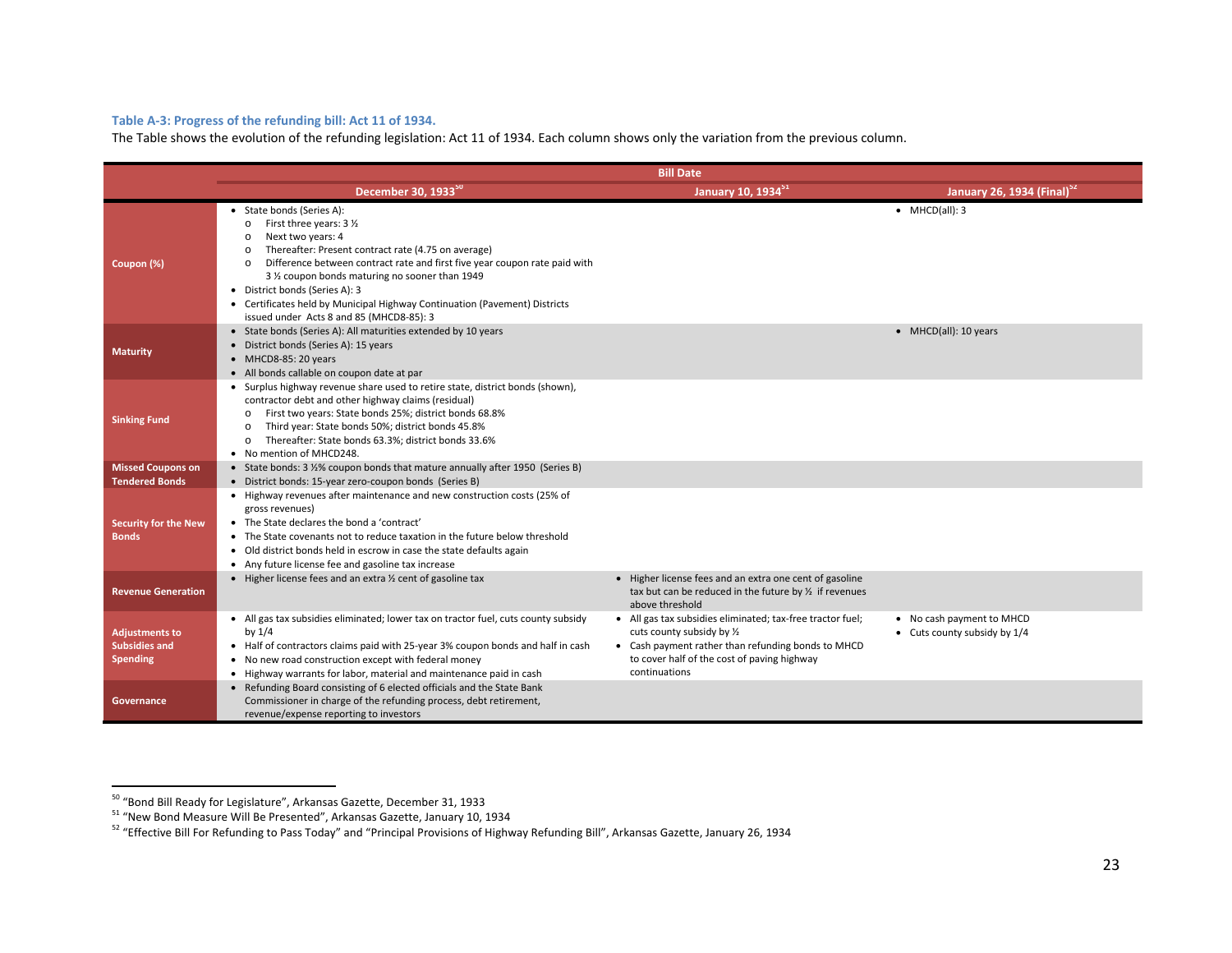**Table A-3: Progress of the refunding bill: Act 11 of 1934.**

The Table shows the evolution of the refunding legislation: Act 11 of 1934. Each column shows only the variation from the previous column.

| | Bill Date | | |
|---|---|---|---|
| | December 30, 1933[50] | January 10, 1934[51] | January 26, 1934 (Final)[52] |
| **Coupon (%)** | • State bonds (Series A):<br>○ First three years: 3 ½<br>○ Next two years: 4<br>○ Thereafter: Present contract rate (4.75 on average)<br>○ Difference between contract rate and first five year coupon rate paid with 3 ½ coupon bonds maturing no sooner than 1949<br>• District bonds (Series A): 3<br>• Certificates held by Municipal Highway Continuation (Pavement) Districts issued under Acts 8 and 85 (MHCD8-85): 3 | | • MHCD(all): 3 |
| **Maturity** | • State bonds (Series A): All maturities extended by 10 years<br>• District bonds (Series A): 15 years<br>• MHCD8-85: 20 years<br>• All bonds callable on coupon date at par | | • MHCD(all): 10 years |
| **Sinking Fund** | • Surplus highway revenue share used to retire state, district bonds (shown), contractor debt and other highway claims (residual)<br>○ First two years: State bonds 25%; district bonds 68.8%<br>○ Third year: State bonds 50%; district bonds 45.8%<br>○ Thereafter: State bonds 63.3%; district bonds 33.6%<br>• No mention of MHCD248. | | |
| **Missed Coupons on Tendered Bonds** | • State bonds: 3 ½% coupon bonds that mature annually after 1950 (Series B)<br>• District bonds: 15-year zero-coupon bonds (Series B) | | |
| **Security for the New Bonds** | • Highway revenues after maintenance and new construction costs (25% of gross revenues)<br>• The State declares the bond a 'contract'<br>• The State covenants not to reduce taxation in the future below threshold<br>• Old district bonds held in escrow in case the state defaults again<br>• Any future license fee and gasoline tax increase | | |
| **Revenue Generation** | • Higher license fees and an extra ½ cent of gasoline tax | • Higher license fees and an extra one cent of gasoline tax but can be reduced in the future by ½ if revenues above threshold | |
| **Adjustments to Subsidies and Spending** | • All gas tax subsidies eliminated; lower tax on tractor fuel, cuts county subsidy by 1/4<br>• Half of contractors claims paid with 25-year 3% coupon bonds and half in cash<br>• No new road construction except with federal money<br>• Highway warrants for labor, material and maintenance paid in cash | • All gas tax subsidies eliminated; tax-free tractor fuel; cuts county subsidy by ½<br>• Cash payment rather than refunding bonds to MHCD to cover half of the cost of paving highway continuations | • No cash payment to MHCD<br>• Cuts county subsidy by 1/4 |
| **Governance** | • Refunding Board consisting of 6 elected officials and the State Bank Commissioner in charge of the refunding process, debt retirement, revenue/expense reporting to investors | | |

[50] "Bond Bill Ready for Legislature", Arkansas Gazette, December 31, 1933

[51] "New Bond Measure Will Be Presented", Arkansas Gazette, January 10, 1934

[52] "Effective Bill For Refunding to Pass Today" and "Principal Provisions of Highway Refunding Bill", Arkansas Gazette, January 26, 1934